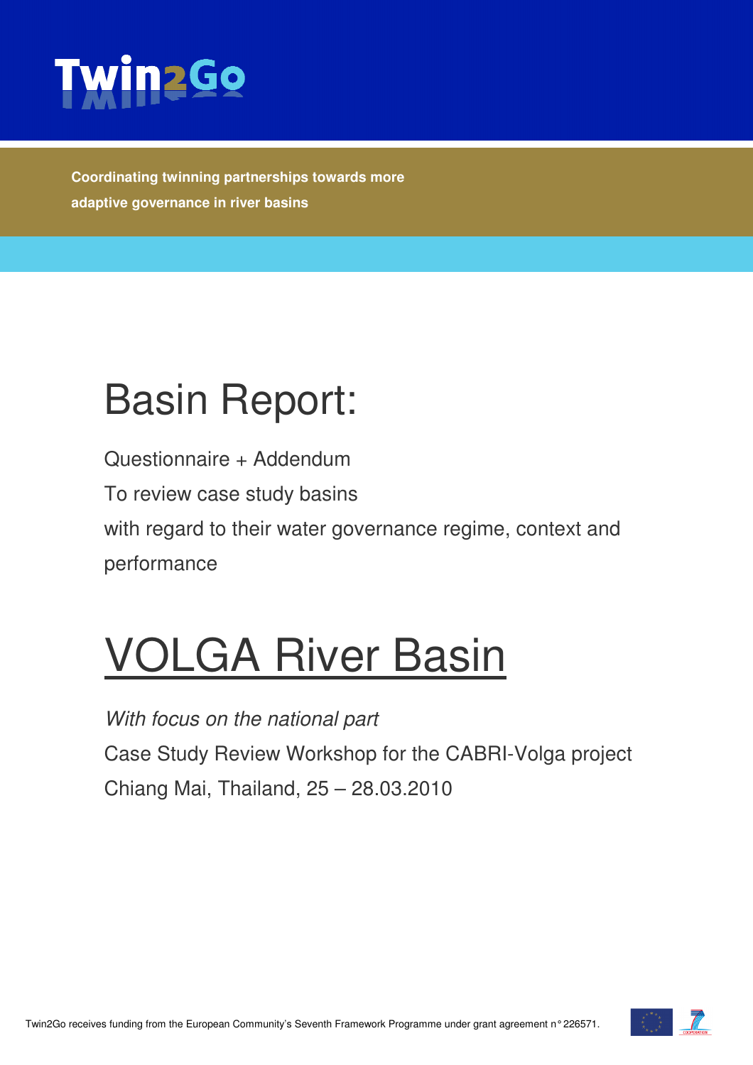Twin2Go

**Coordinating twinning partnerships towards more adaptive governance in river basins**

# Basin Report:

Questionnaire + Addendum

To review case study basins

with regard to their water governance regime, context and performance

# VOLGA River Basin

*With focus on the national part*

Case Study Review Workshop for the CABRI-Volga project

Chiang Mai, Thailand, 25 – 28.03.2010

Twin2Go receives funding from the European Community's Seventh Framework Programme under grant agreement n° 226571.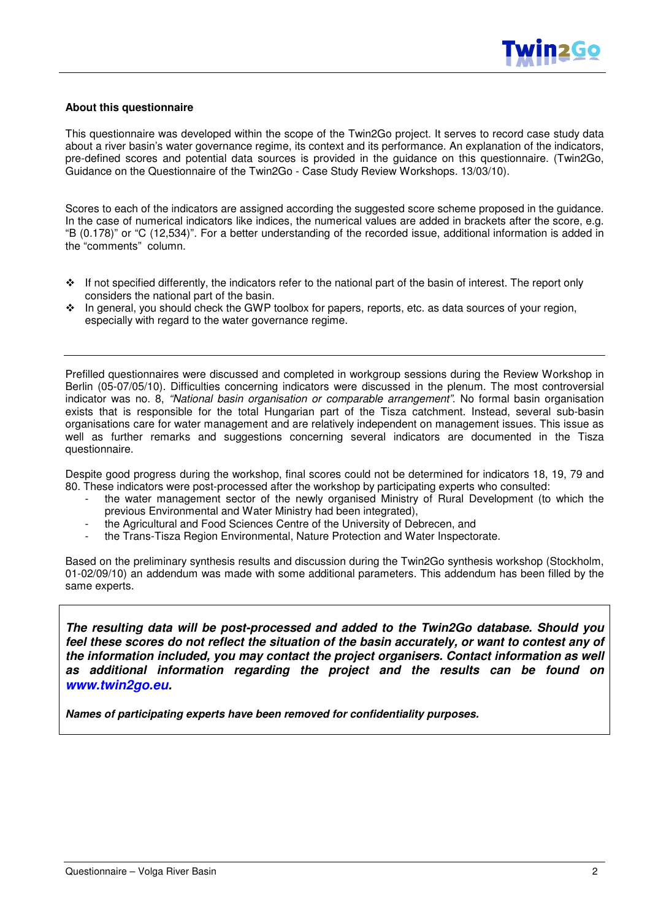**About this questionnaire**

This questionnaire was developed within the scope of the Twin2Go project. It serves to record case study data about a river basin's water governance regime, its context and its performance. An explanation of the indicators, pre-defined scores and potential data sources is provided in the guidance on this questionnaire. (Twin2Go, Guidance on the Questionnaire of the Twin2Go - Case Study Review Workshops. 13/03/10).

Scores to each of the indicators are assigned according the suggested score scheme proposed in the guidance. In the case of numerical indicators like indices, the numerical values are added in brackets after the score, e.g. "B (0.178)" or "C (12,534)". For a better understanding of the recorded issue, additional information is added in the "comments" column.

- If not specified differently, the indicators refer to the national part of the basin of interest. The report only considers the national part of the basin.
- In general, you should check the GWP toolbox for papers, reports, etc. as data sources of your region, especially with regard to the water governance regime.

---

Prefilled questionnaires were discussed and completed in workgroup sessions during the Review Workshop in Berlin (05-07/05/10). Difficulties concerning indicators were discussed in the plenum. The most controversial indicator was no. 8, *"National basin organisation or comparable arrangement"*. No formal basin organisation exists that is responsible for the total Hungarian part of the Tisza catchment. Instead, several sub-basin organisations care for water management and are relatively independent on management issues. This issue as well as further remarks and suggestions concerning several indicators are documented in the Tisza questionnaire.

Despite good progress during the workshop, final scores could not be determined for indicators 18, 19, 79 and 80. These indicators were post-processed after the workshop by participating experts who consulted:

- the water management sector of the newly organised Ministry of Rural Development (to which the previous Environmental and Water Ministry had been integrated),
- the Agricultural and Food Sciences Centre of the University of Debrecen, and
- the Trans-Tisza Region Environmental, Nature Protection and Water Inspectorate.

Based on the preliminary synthesis results and discussion during the Twin2Go synthesis workshop (Stockholm, 01-02/09/10) an addendum was made with some additional parameters. This addendum has been filled by the same experts.

***The resulting data will be post-processed and added to the Twin2Go database. Should you feel these scores do not reflect the situation of the basin accurately, or want to contest any of the information included, you may contact the project organisers. Contact information as well as additional information regarding the project and the results can be found on www.twin2go.eu.***

***Names of participating experts have been removed for confidentiality purposes.***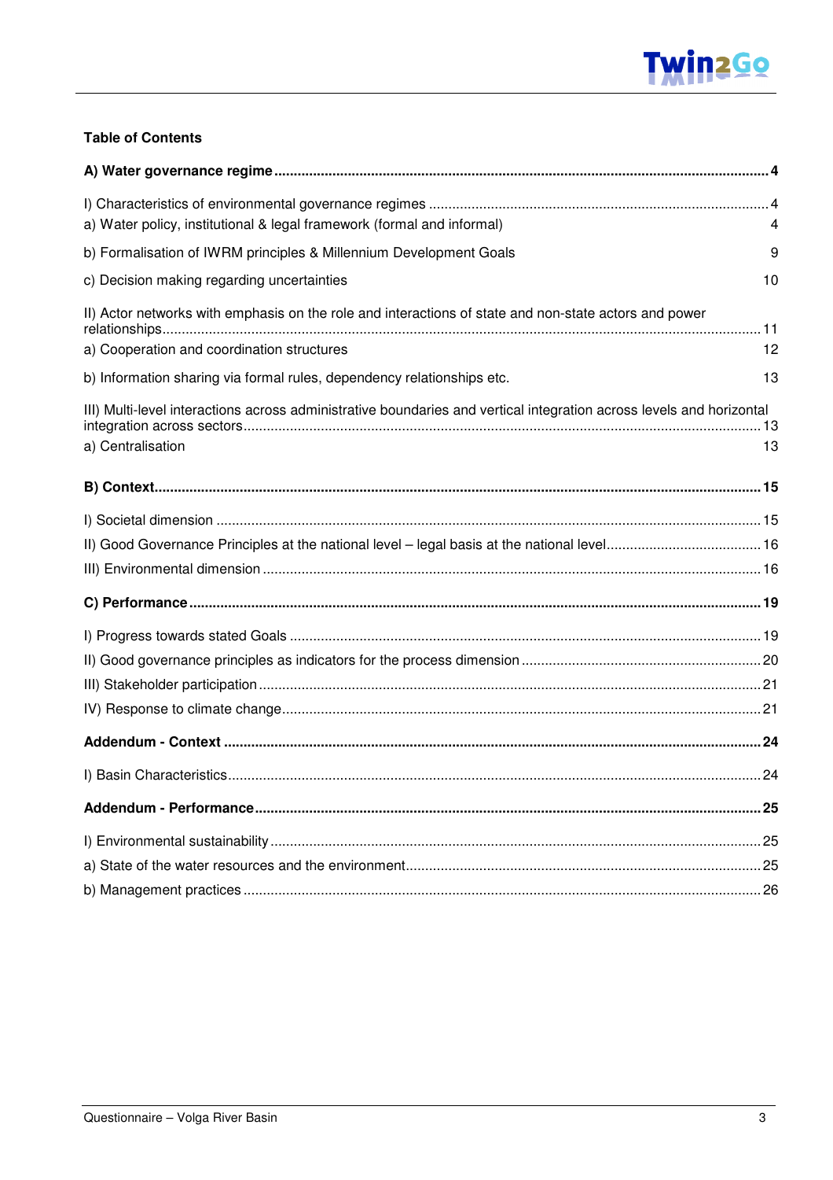**Table of Contents**

**A) Water governance regime** .......... **4**

I) Characteristics of environmental governance regimes .......... 4

a) Water policy, institutional & legal framework (formal and informal) .......... 4

b) Formalisation of IWRM principles & Millennium Development Goals .......... 9

c) Decision making regarding uncertainties .......... 10

II) Actor networks with emphasis on the role and interactions of state and non-state actors and power relationships .......... 11

a) Cooperation and coordination structures .......... 12

b) Information sharing via formal rules, dependency relationships etc. .......... 13

III) Multi-level interactions across administrative boundaries and vertical integration across levels and horizontal integration across sectors .......... 13

a) Centralisation .......... 13

**B) Context** .......... **15**

I) Societal dimension .......... 15

II) Good Governance Principles at the national level – legal basis at the national level .......... 16

III) Environmental dimension .......... 16

**C) Performance** .......... **19**

I) Progress towards stated Goals .......... 19

II) Good governance principles as indicators for the process dimension .......... 20

III) Stakeholder participation .......... 21

IV) Response to climate change .......... 21

**Addendum - Context** .......... **24**

I) Basin Characteristics .......... 24

**Addendum - Performance** .......... **25**

I) Environmental sustainability .......... 25

a) State of the water resources and the environment .......... 25

b) Management practices .......... 26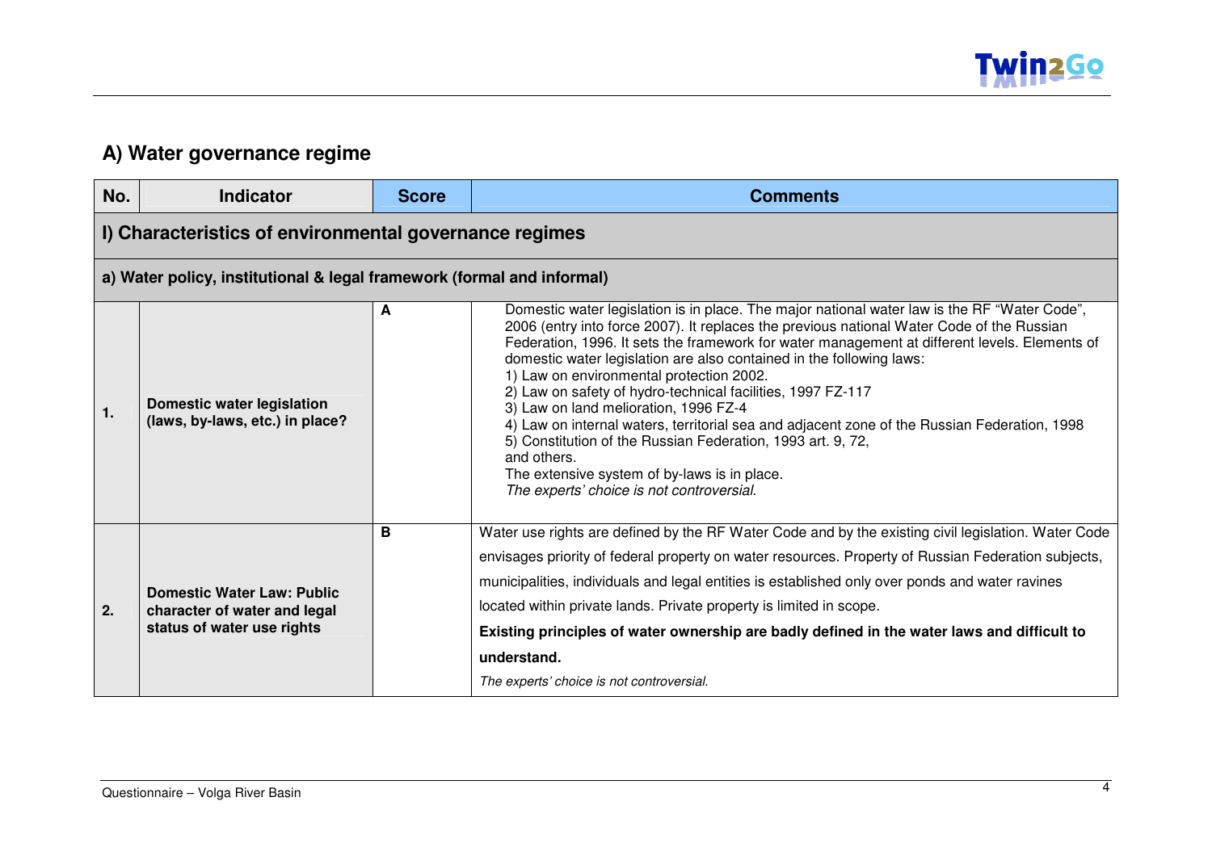## A) Water governance regime

| No. | Indicator | Score | Comments |
|---|---|---|---|
| **I) Characteristics of environmental governance regimes** | | | |
| **a) Water policy, institutional & legal framework (formal and informal)** | | | |
| **1.** | **Domestic water legislation (laws, by-laws, etc.) in place?** | **A** | Domestic water legislation is in place. The major national water law is the RF "Water Code", 2006 (entry into force 2007). It replaces the previous national Water Code of the Russian Federation, 1996. It sets the framework for water management at different levels. Elements of domestic water legislation are also contained in the following laws:<br>1) Law on environmental protection 2002.<br>2) Law on safety of hydro-technical facilities, 1997 FZ-117<br>3) Law on land melioration, 1996 FZ-4<br>4) Law on internal waters, territorial sea and adjacent zone of the Russian Federation, 1998<br>5) Constitution of the Russian Federation, 1993 art. 9, 72,<br>and others.<br>The extensive system of by-laws is in place.<br>*The experts' choice is not controversial.* |
| **2.** | **Domestic Water Law: Public character of water and legal status of water use rights** | **B** | Water use rights are defined by the RF Water Code and by the existing civil legislation. Water Code envisages priority of federal property on water resources. Property of Russian Federation subjects, municipalities, individuals and legal entities is established only over ponds and water ravines located within private lands. Private property is limited in scope.<br>**Existing principles of water ownership are badly defined in the water laws and difficult to understand.**<br>*The experts' choice is not controversial.* |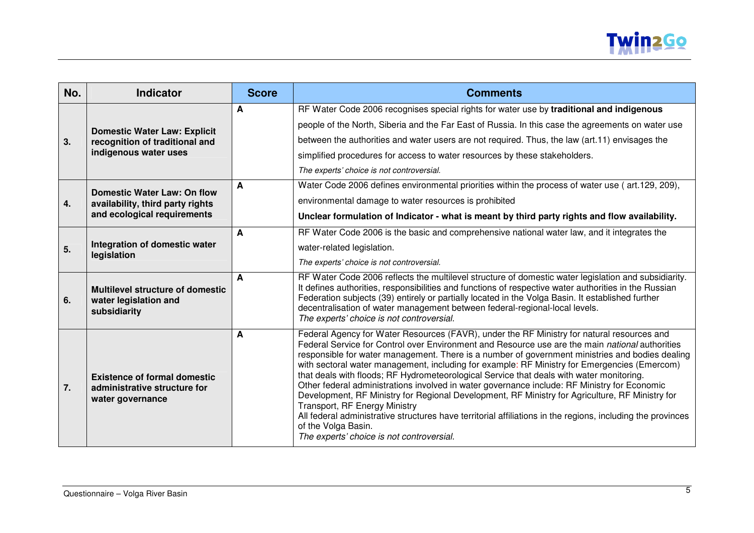| No. | Indicator | Score | Comments |
|---|---|---|---|
| 3. | **Domestic Water Law: Explicit recognition of traditional and indigenous water uses** | A | RF Water Code 2006 recognises special rights for water use by **traditional and indigenous** people of the North, Siberia and the Far East of Russia. In this case the agreements on water use between the authorities and water users are not required. Thus, the law (art.11) envisages the simplified procedures for access to water resources by these stakeholders.<br>*The experts' choice is not controversial.* |
| 4. | **Domestic Water Law: On flow availability, third party rights and ecological requirements** | A | Water Code 2006 defines environmental priorities within the process of water use ( art.129, 209), environmental damage to water resources is prohibited<br>**Unclear formulation of Indicator - what is meant by third party rights and flow availability.** |
| 5. | **Integration of domestic water legislation** | A | RF Water Code 2006 is the basic and comprehensive national water law, and it integrates the water-related legislation.<br>*The experts' choice is not controversial.* |
| 6. | **Multilevel structure of domestic water legislation and subsidiarity** | A | RF Water Code 2006 reflects the multilevel structure of domestic water legislation and subsidiarity. It defines authorities, responsibilities and functions of respective water authorities in the Russian Federation subjects (39) entirely or partially located in the Volga Basin. It established further decentralisation of water management between federal-regional-local levels.<br>*The experts' choice is not controversial.* |
| 7. | **Existence of formal domestic administrative structure for water governance** | A | Federal Agency for Water Resources (FAVR), under the RF Ministry for natural resources and Federal Service for Control over Environment and Resource use are the main *national* authorities responsible for water management. There is a number of government ministries and bodies dealing with sectoral water management, including for example: RF Ministry for Emergencies (Emercom) that deals with floods; RF Hydrometeorological Service that deals with water monitoring.<br>Other federal administrations involved in water governance include: RF Ministry for Economic Development, RF Ministry for Regional Development, RF Ministry for Agriculture, RF Ministry for Transport, RF Energy Ministry<br>All federal administrative structures have territorial affiliations in the regions, including the provinces of the Volga Basin.<br>*The experts' choice is not controversial.* |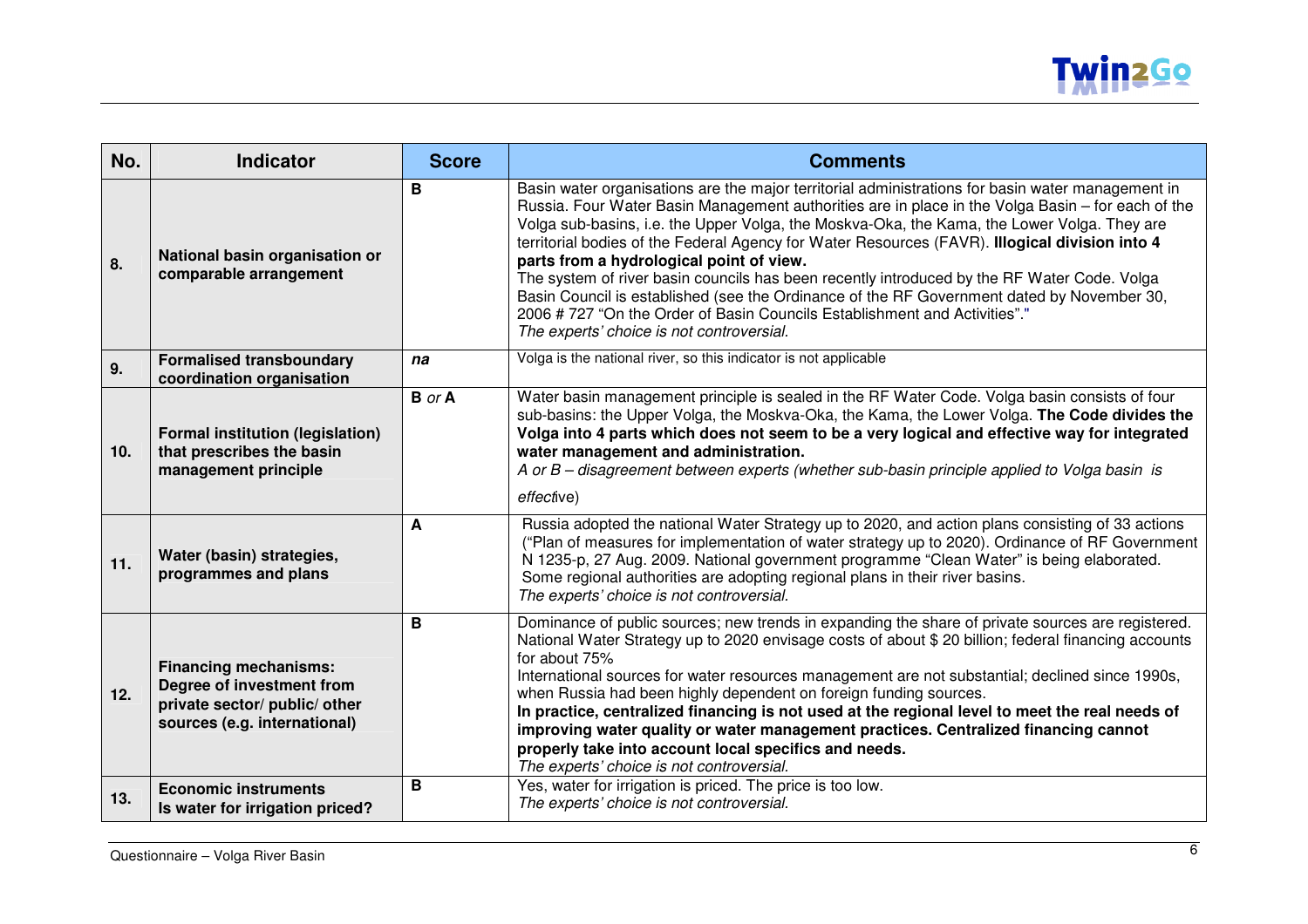| No. | Indicator | Score | Comments |
|---|---|---|---|
| 8. | **National basin organisation or comparable arrangement** | **B** | Basin water organisations are the major territorial administrations for basin water management in Russia. Four Water Basin Management authorities are in place in the Volga Basin – for each of the Volga sub-basins, i.e. the Upper Volga, the Moskva-Oka, the Kama, the Lower Volga. They are territorial bodies of the Federal Agency for Water Resources (FAVR). **Illogical division into 4 parts from a hydrological point of view.** The system of river basin councils has been recently introduced by the RF Water Code. Volga Basin Council is established (see the Ordinance of the RF Government dated by November 30, 2006 # 727 "On the Order of Basin Councils Establishment and Activities"." *The experts' choice is not controversial.* |
| 9. | **Formalised transboundary coordination organisation** | ***na*** | Volga is the national river, so this indicator is not applicable |
| 10. | **Formal institution (legislation) that prescribes the basin management principle** | **B** *or* **A** | Water basin management principle is sealed in the RF Water Code. Volga basin consists of four sub-basins: the Upper Volga, the Moskva-Oka, the Kama, the Lower Volga. **The Code divides the Volga into 4 parts which does not seem to be a very logical and effective way for integrated water management and administration.** *A or B – disagreement between experts (whether sub-basin principle applied to Volga basin is effective*) |
| 11. | **Water (basin) strategies, programmes and plans** | **A** | Russia adopted the national Water Strategy up to 2020, and action plans consisting of 33 actions ("Plan of measures for implementation of water strategy up to 2020). Ordinance of RF Government N 1235-p, 27 Aug. 2009. National government programme "Clean Water" is being elaborated. Some regional authorities are adopting regional plans in their river basins. *The experts' choice is not controversial.* |
| 12. | **Financing mechanisms: Degree of investment from private sector/ public/ other sources (e.g. international)** | **B** | Dominance of public sources; new trends in expanding the share of private sources are registered. National Water Strategy up to 2020 envisage costs of about $ 20 billion; federal financing accounts for about 75% International sources for water resources management are not substantial; declined since 1990s, when Russia had been highly dependent on foreign funding sources. **In practice, centralized financing is not used at the regional level to meet the real needs of improving water quality or water management practices. Centralized financing cannot properly take into account local specifics and needs.** *The experts' choice is not controversial.* |
| 13. | **Economic instruments Is water for irrigation priced?** | **B** | Yes, water for irrigation is priced. The price is too low. *The experts' choice is not controversial.* |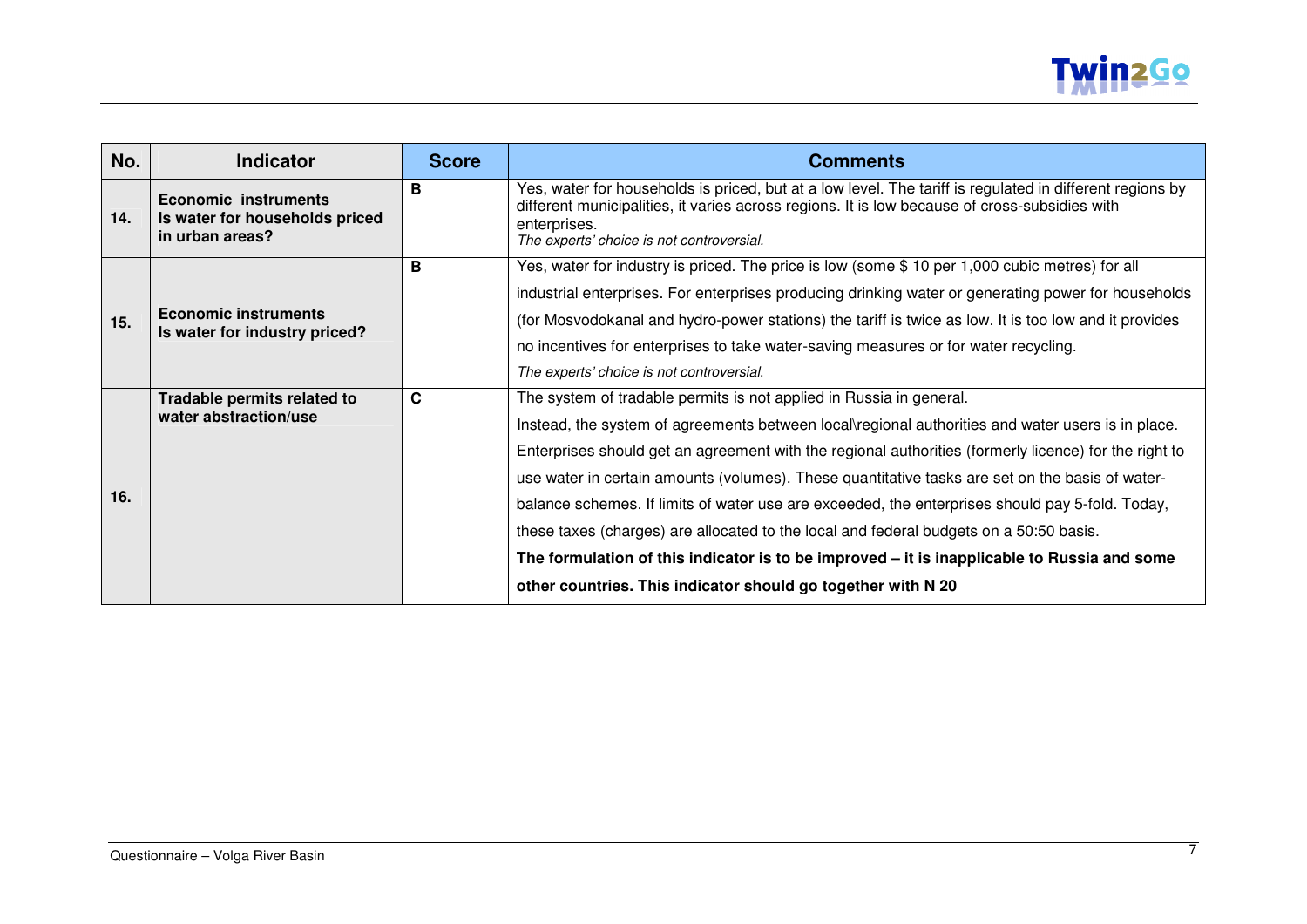| No. | Indicator | Score | Comments |
|---|---|---|---|
| 14. | **Economic instruments** **Is water for households priced in urban areas?** | **B** | Yes, water for households is priced, but at a low level. The tariff is regulated in different regions by different municipalities, it varies across regions. It is low because of cross-subsidies with enterprises. *The experts' choice is not controversial.* |
| 15. | **Economic instruments** **Is water for industry priced?** | **B** | Yes, water for industry is priced. The price is low (some $ 10 per 1,000 cubic metres) for all industrial enterprises. For enterprises producing drinking water or generating power for households (for Mosvodokanal and hydro-power stations) the tariff is twice as low. It is too low and it provides no incentives for enterprises to take water-saving measures or for water recycling. *The experts' choice is not controversial.* |
| 16. | **Tradable permits related to water abstraction/use** | **C** | The system of tradable permits is not applied in Russia in general. Instead, the system of agreements between local\regional authorities and water users is in place. Enterprises should get an agreement with the regional authorities (formerly licence) for the right to use water in certain amounts (volumes). These quantitative tasks are set on the basis of water-balance schemes. If limits of water use are exceeded, the enterprises should pay 5-fold. Today, these taxes (charges) are allocated to the local and federal budgets on a 50:50 basis. **The formulation of this indicator is to be improved – it is inapplicable to Russia and some other countries. This indicator should go together with N 20** |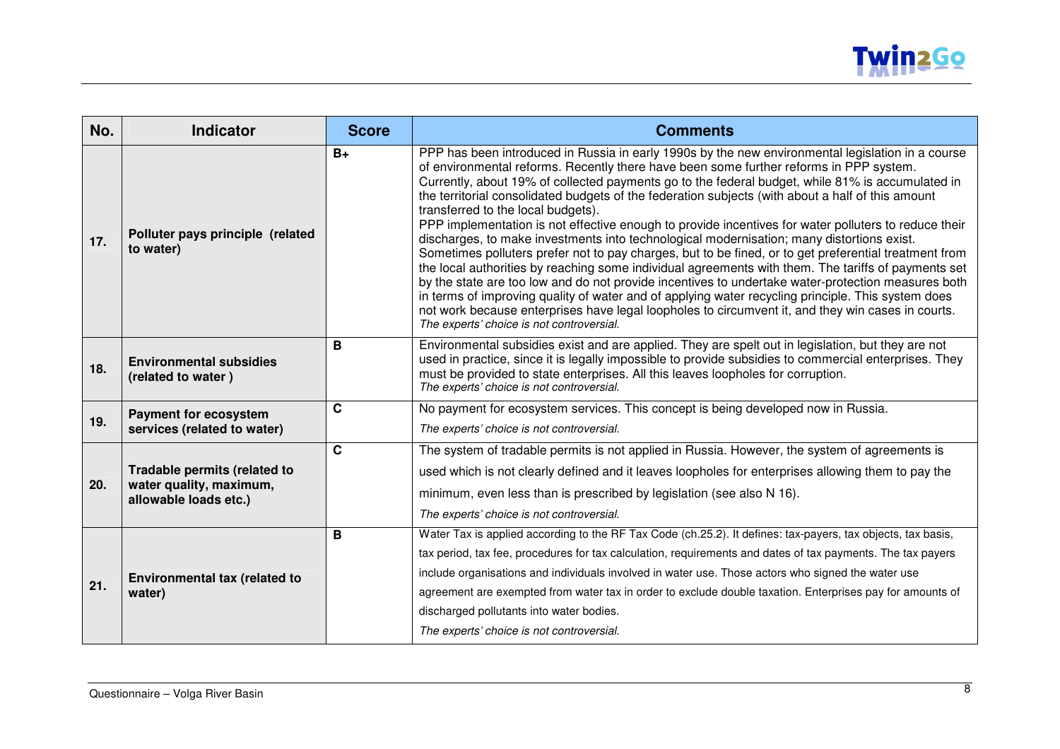| No. | Indicator | Score | Comments |
|---|---|---|---|
| 17. | **Polluter pays principle (related to water)** | **B+** | PPP has been introduced in Russia in early 1990s by the new environmental legislation in a course of environmental reforms. Recently there have been some further reforms in PPP system. Currently, about 19% of collected payments go to the federal budget, while 81% is accumulated in the territorial consolidated budgets of the federation subjects (with about a half of this amount transferred to the local budgets). PPP implementation is not effective enough to provide incentives for water polluters to reduce their discharges, to make investments into technological modernisation; many distortions exist. Sometimes polluters prefer not to pay charges, but to be fined, or to get preferential treatment from the local authorities by reaching some individual agreements with them. The tariffs of payments set by the state are too low and do not provide incentives to undertake water-protection measures both in terms of improving quality of water and of applying water recycling principle. This system does not work because enterprises have legal loopholes to circumvent it, and they win cases in courts. *The experts' choice is not controversial.* |
| 18. | **Environmental subsidies (related to water )** | **B** | Environmental subsidies exist and are applied. They are spelt out in legislation, but they are not used in practice, since it is legally impossible to provide subsidies to commercial enterprises. They must be provided to state enterprises. All this leaves loopholes for corruption. *The experts' choice is not controversial.* |
| 19. | **Payment for ecosystem services (related to water)** | **C** | No payment for ecosystem services. This concept is being developed now in Russia. *The experts' choice is not controversial.* |
| 20. | **Tradable permits (related to water quality, maximum, allowable loads etc.)** | **C** | The system of tradable permits is not applied in Russia. However, the system of agreements is used which is not clearly defined and it leaves loopholes for enterprises allowing them to pay the minimum, even less than is prescribed by legislation (see also N 16). *The experts' choice is not controversial.* |
| 21. | **Environmental tax (related to water)** | **B** | Water Tax is applied according to the RF Tax Code (ch.25.2). It defines: tax-payers, tax objects, tax basis, tax period, tax fee, procedures for tax calculation, requirements and dates of tax payments. The tax payers include organisations and individuals involved in water use. Those actors who signed the water use agreement are exempted from water tax in order to exclude double taxation. Enterprises pay for amounts of discharged pollutants into water bodies. *The experts' choice is not controversial.* |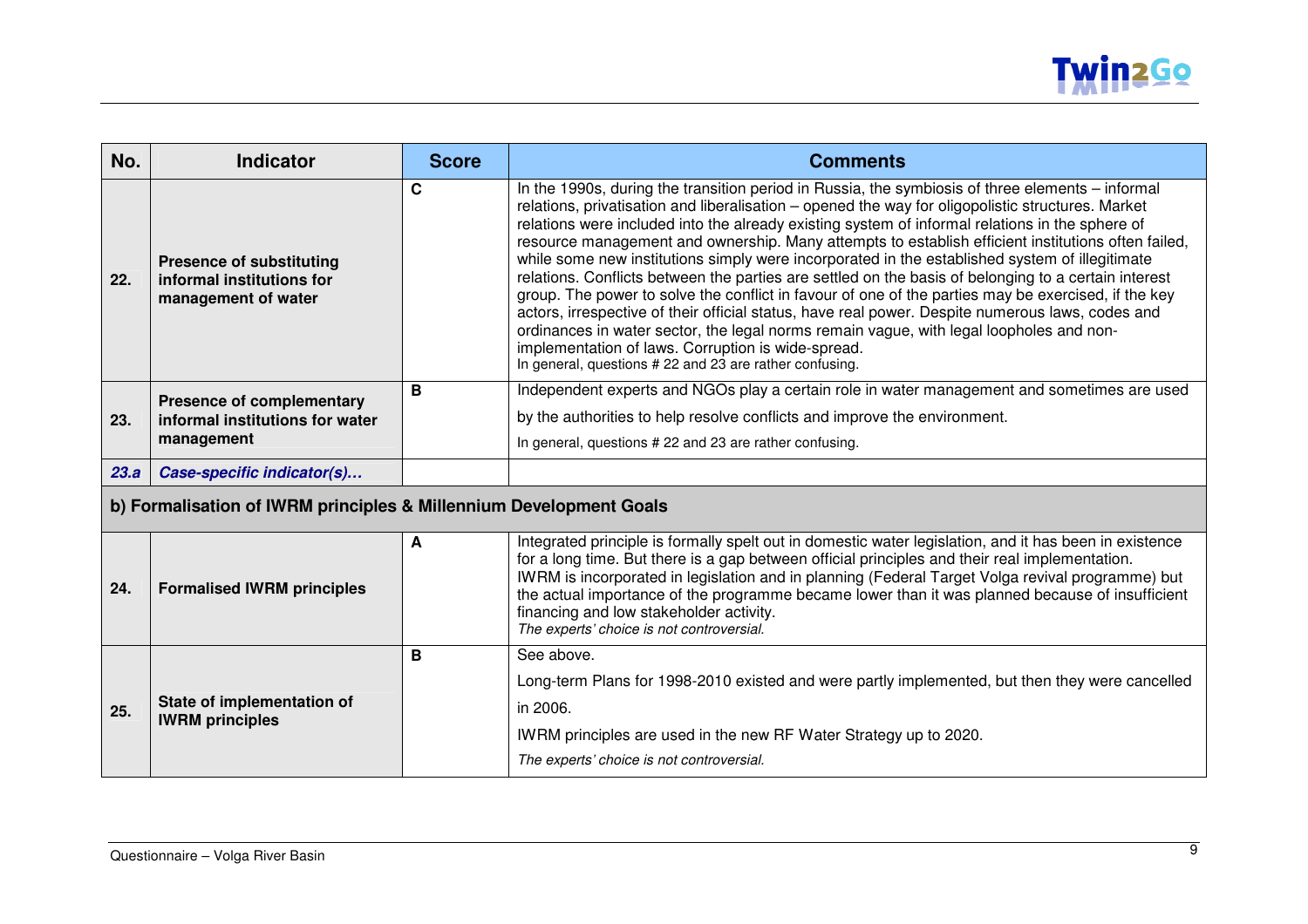| No. | Indicator | Score | Comments |
|---|---|---|---|
| 22. | **Presence of substituting informal institutions for management of water** | **C** | In the 1990s, during the transition period in Russia, the symbiosis of three elements – informal relations, privatisation and liberalisation – opened the way for oligopolistic structures. Market relations were included into the already existing system of informal relations in the sphere of resource management and ownership. Many attempts to establish efficient institutions often failed, while some new institutions simply were incorporated in the established system of illegitimate relations. Conflicts between the parties are settled on the basis of belonging to a certain interest group. The power to solve the conflict in favour of one of the parties may be exercised, if the key actors, irrespective of their official status, have real power. Despite numerous laws, codes and ordinances in water sector, the legal norms remain vague, with legal loopholes and non-implementation of laws. Corruption is wide-spread. In general, questions # 22 and 23 are rather confusing. |
| 23. | **Presence of complementary informal institutions for water management** | **B** | Independent experts and NGOs play a certain role in water management and sometimes are used by the authorities to help resolve conflicts and improve the environment. In general, questions # 22 and 23 are rather confusing. |
| ***23.a*** | ***Case-specific indicator(s)…*** | | |
| **b) Formalisation of IWRM principles & Millennium Development Goals** | | | |
| 24. | **Formalised IWRM principles** | **A** | Integrated principle is formally spelt out in domestic water legislation, and it has been in existence for a long time. But there is a gap between official principles and their real implementation. IWRM is incorporated in legislation and in planning (Federal Target Volga revival programme) but the actual importance of the programme became lower than it was planned because of insufficient financing and low stakeholder activity. *The experts' choice is not controversial.* |
| 25. | **State of implementation of IWRM principles** | **B** | See above. Long-term Plans for 1998-2010 existed and were partly implemented, but then they were cancelled in 2006. IWRM principles are used in the new RF Water Strategy up to 2020. *The experts' choice is not controversial.* |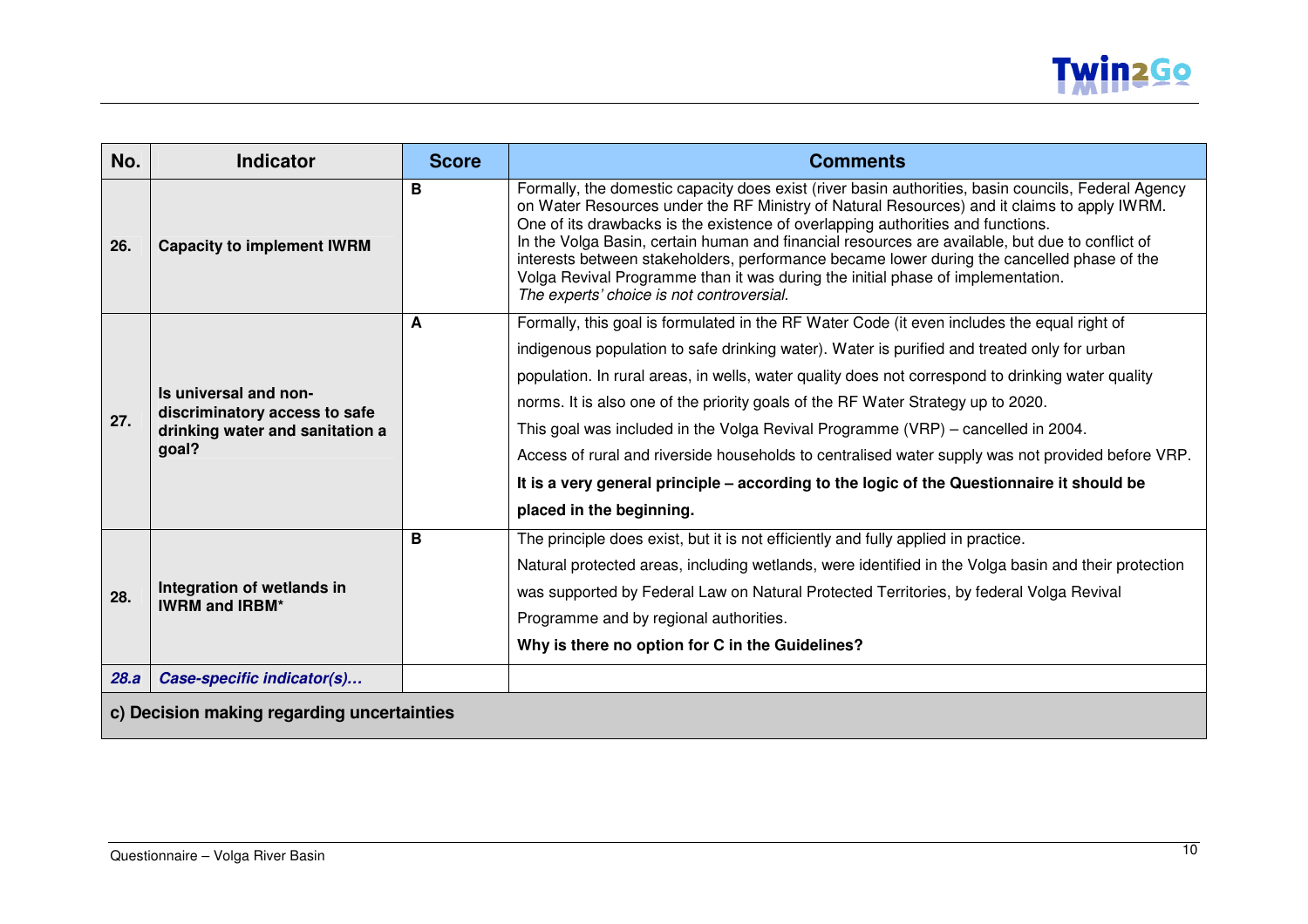| No. | Indicator | Score | Comments |
|---|---|---|---|
| 26. | **Capacity to implement IWRM** | **B** | Formally, the domestic capacity does exist (river basin authorities, basin councils, Federal Agency on Water Resources under the RF Ministry of Natural Resources) and it claims to apply IWRM. One of its drawbacks is the existence of overlapping authorities and functions.<br>In the Volga Basin, certain human and financial resources are available, but due to conflict of interests between stakeholders, performance became lower during the cancelled phase of the Volga Revival Programme than it was during the initial phase of implementation.<br>*The experts' choice is not controversial.* |
| 27. | **Is universal and non-discriminatory access to safe drinking water and sanitation a goal?** | **A** | Formally, this goal is formulated in the RF Water Code (it even includes the equal right of indigenous population to safe drinking water). Water is purified and treated only for urban population. In rural areas, in wells, water quality does not correspond to drinking water quality norms. It is also one of the priority goals of the RF Water Strategy up to 2020.<br>This goal was included in the Volga Revival Programme (VRP) – cancelled in 2004.<br>Access of rural and riverside households to centralised water supply was not provided before VRP.<br>**It is a very general principle – according to the logic of the Questionnaire it should be placed in the beginning.** |
| 28. | **Integration of wetlands in IWRM and IRBM*** | **B** | The principle does exist, but it is not efficiently and fully applied in practice.<br>Natural protected areas, including wetlands, were identified in the Volga basin and their protection was supported by Federal Law on Natural Protected Territories, by federal Volga Revival Programme and by regional authorities.<br>**Why is there no option for C in the Guidelines?** |
| ***28.a*** | ***Case-specific indicator(s)…*** | | |
| **c) Decision making regarding uncertainties** | | | |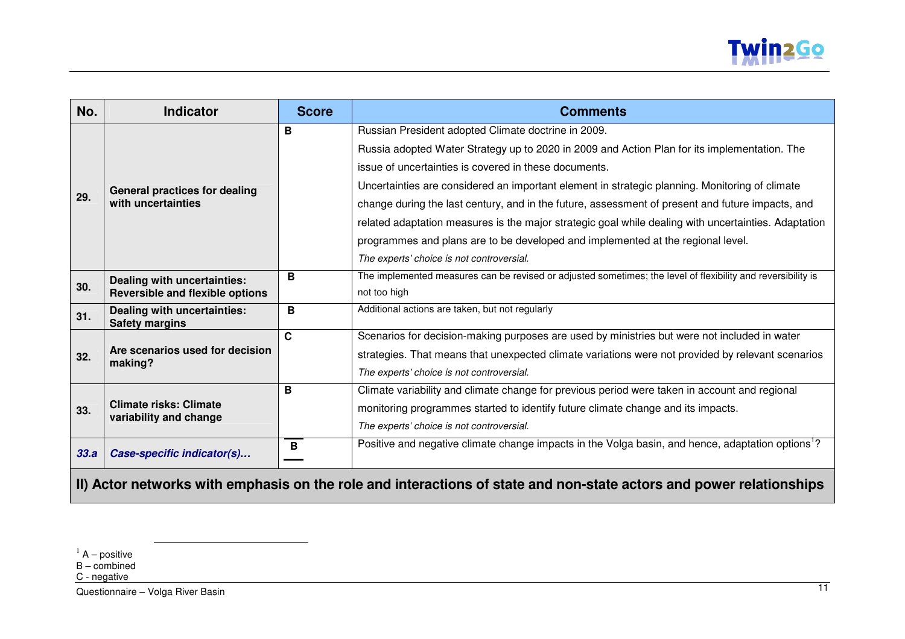| No. | Indicator | Score | Comments |
|---|---|---|---|
| **29.** | **General practices for dealing with uncertainties** | **B** | Russian President adopted Climate doctrine in 2009. Russia adopted Water Strategy up to 2020 in 2009 and Action Plan for its implementation. The issue of uncertainties is covered in these documents. Uncertainties are considered an important element in strategic planning. Monitoring of climate change during the last century, and in the future, assessment of present and future impacts, and related adaptation measures is the major strategic goal while dealing with uncertainties. Adaptation programmes and plans are to be developed and implemented at the regional level. *The experts' choice is not controversial.* |
| **30.** | **Dealing with uncertainties: Reversible and flexible options** | **B** | The implemented measures can be revised or adjusted sometimes; the level of flexibility and reversibility is not too high |
| **31.** | **Dealing with uncertainties: Safety margins** | **B** | Additional actions are taken, but not regularly |
| **32.** | **Are scenarios used for decision making?** | **C** | Scenarios for decision-making purposes are used by ministries but were not included in water strategies. That means that unexpected climate variations were not provided by relevant scenarios *The experts' choice is not controversial.* |
| **33.** | **Climate risks: Climate variability and change** | **B** | Climate variability and climate change for previous period were taken in account and regional monitoring programmes started to identify future climate change and its impacts. *The experts' choice is not controversial.* |
| ***33.a*** | ***Case-specific indicator(s)…*** | **B** | Positive and negative climate change impacts in the Volga basin, and hence, adaptation options[1]? |
| **II) Actor networks with emphasis on the role and interactions of state and non-state actors and power relationships** | | | |

[1] A – positive
B – combined
C - negative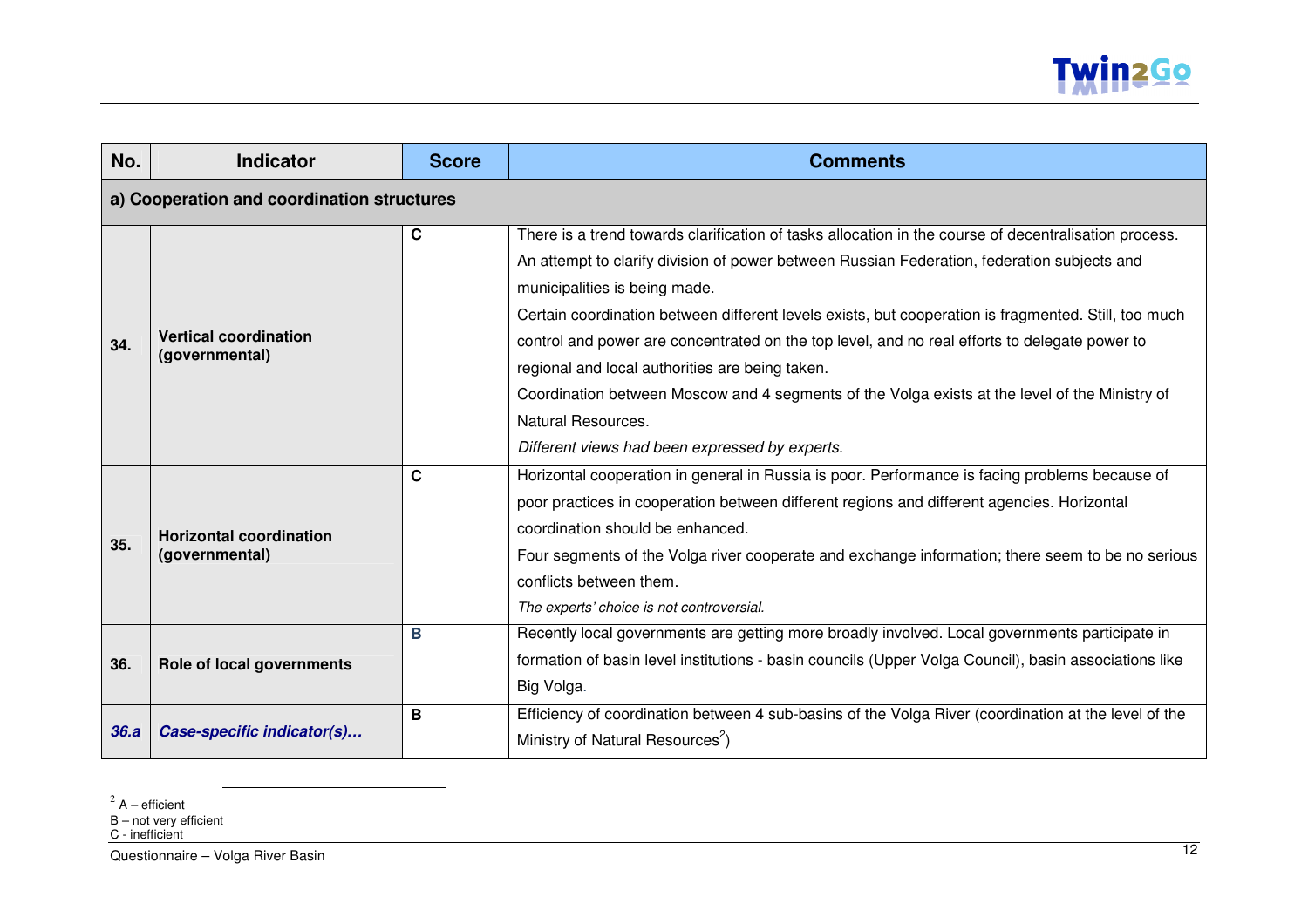| No. | Indicator | Score | Comments |
|---|---|---|---|
| **a) Cooperation and coordination structures** | | | |
| **34.** | **Vertical coordination (governmental)** | **C** | There is a trend towards clarification of tasks allocation in the course of decentralisation process. An attempt to clarify division of power between Russian Federation, federation subjects and municipalities is being made. Certain coordination between different levels exists, but cooperation is fragmented. Still, too much control and power are concentrated on the top level, and no real efforts to delegate power to regional and local authorities are being taken. Coordination between Moscow and 4 segments of the Volga exists at the level of the Ministry of Natural Resources. *Different views had been expressed by experts.* |
| **35.** | **Horizontal coordination (governmental)** | **C** | Horizontal cooperation in general in Russia is poor. Performance is facing problems because of poor practices in cooperation between different regions and different agencies. Horizontal coordination should be enhanced. Four segments of the Volga river cooperate and exchange information; there seem to be no serious conflicts between them. *The experts' choice is not controversial.* |
| **36.** | **Role of local governments** | **B** | Recently local governments are getting more broadly involved. Local governments participate in formation of basin level institutions - basin councils (Upper Volga Council), basin associations like Big Volga. |
| ***36.a*** | ***Case-specific indicator(s)…*** | **B** | Efficiency of coordination between 4 sub-basins of the Volga River (coordination at the level of the Ministry of Natural Resources[2]) |

[2] A – efficient
B – not very efficient
C - inefficient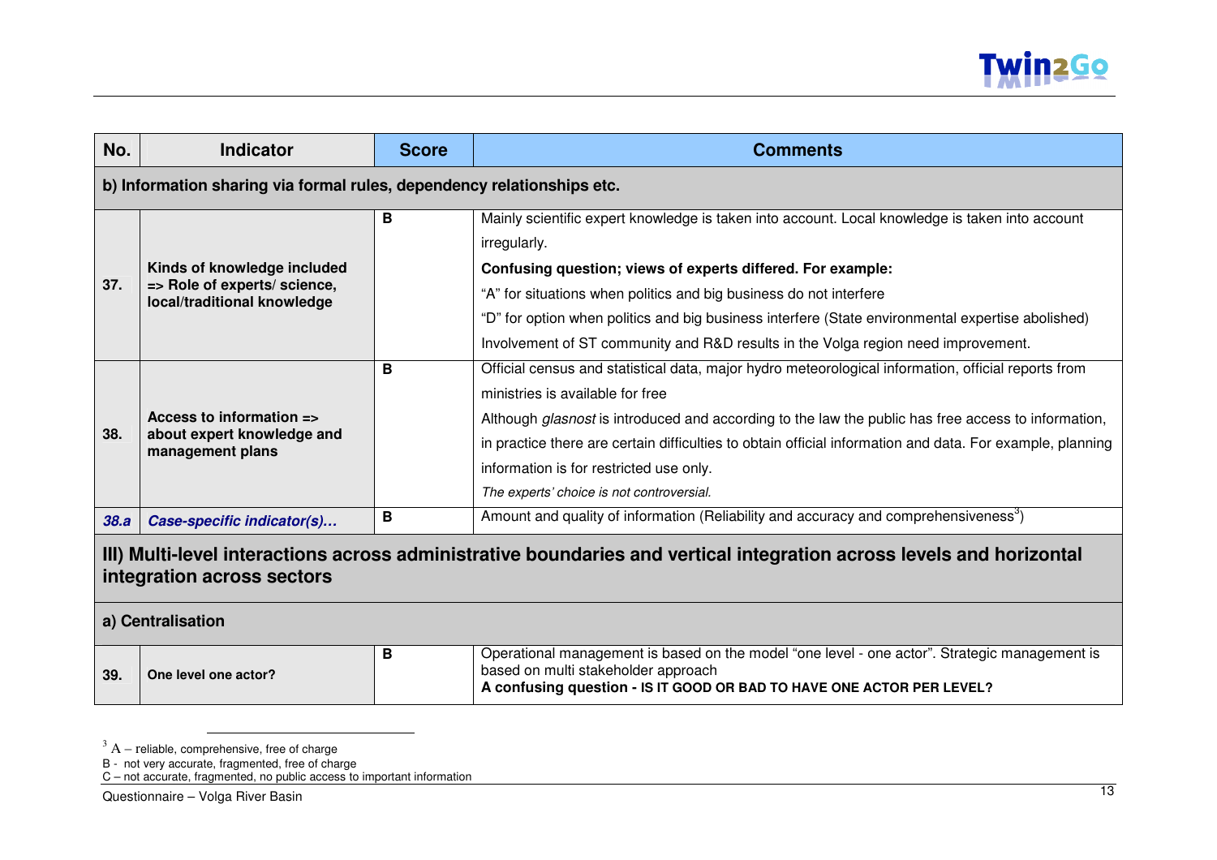| No. | Indicator | Score | Comments |
|---|---|---|---|
| **b) Information sharing via formal rules, dependency relationships etc.** | | | |
| **37.** | **Kinds of knowledge included => Role of experts/ science, local/traditional knowledge** | **B** | Mainly scientific expert knowledge is taken into account. Local knowledge is taken into account irregularly.<br>**Confusing question; views of experts differed. For example:**<br>"A" for situations when politics and big business do not interfere<br>"D" for option when politics and big business interfere (State environmental expertise abolished)<br>Involvement of ST community and R&D results in the Volga region need improvement. |
| **38.** | **Access to information => about expert knowledge and management plans** | **B** | Official census and statistical data, major hydro meteorological information, official reports from ministries is available for free<br>Although *glasnost* is introduced and according to the law the public has free access to information, in practice there are certain difficulties to obtain official information and data. For example, planning information is for restricted use only.<br>*The experts' choice is not controversial.* |
| ***38.a*** | ***Case-specific indicator(s)...*** | **B** | Amount and quality of information (Reliability and accuracy and comprehensiveness[3]) |
| **III) Multi-level interactions across administrative boundaries and vertical integration across levels and horizontal integration across sectors** | | | |
| **a) Centralisation** | | | |
| **39.** | **One level one actor?** | **B** | Operational management is based on the model "one level - one actor". Strategic management is based on multi stakeholder approach<br>**A confusing question - IS IT GOOD OR BAD TO HAVE ONE ACTOR PER LEVEL?** |

[3] A – reliable, comprehensive, free of charge
B - not very accurate, fragmented, free of charge
C – not accurate, fragmented, no public access to important information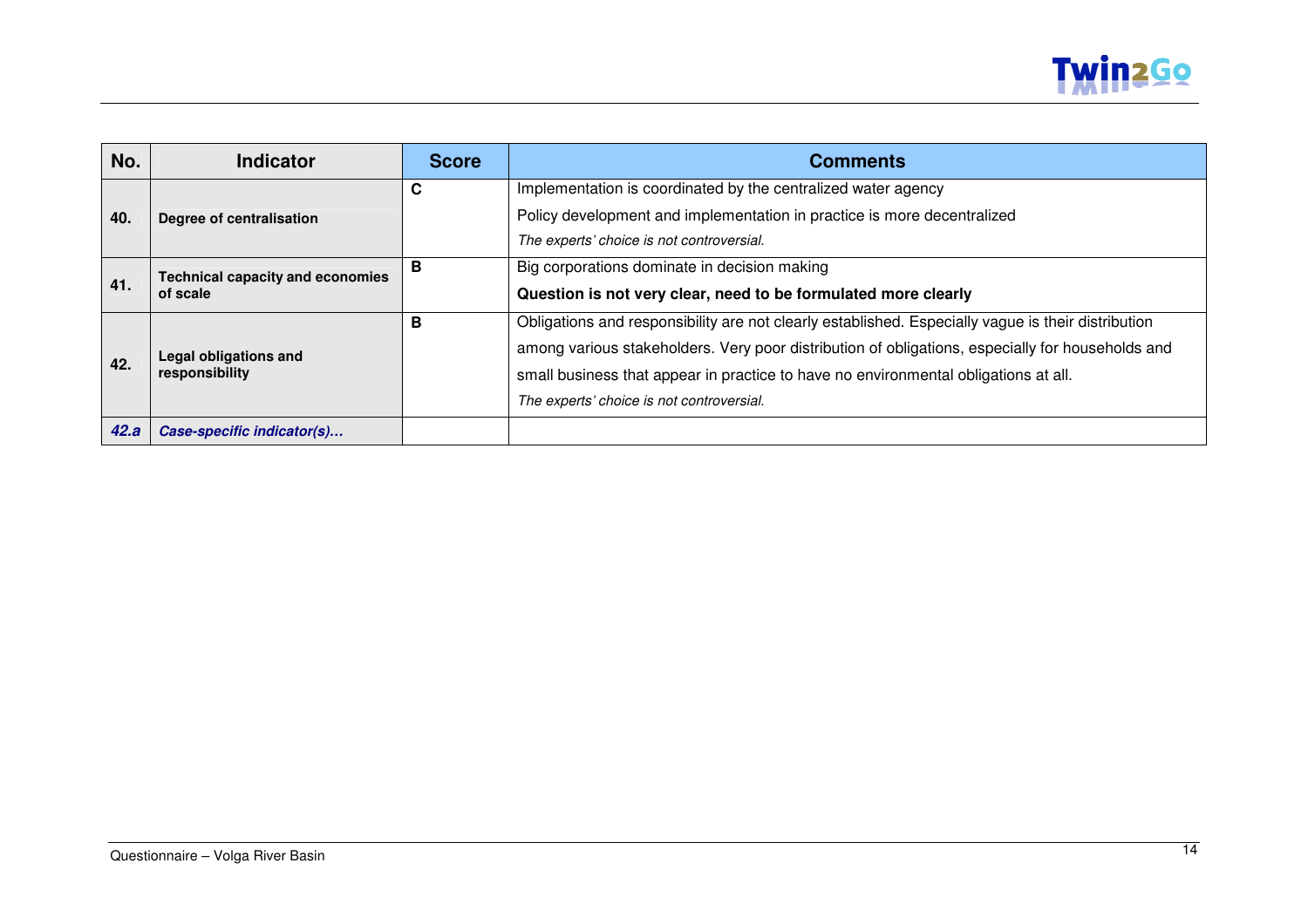| No. | Indicator | Score | Comments |
|---|---|---|---|
| 40. | **Degree of centralisation** | C | Implementation is coordinated by the centralized water agency<br>Policy development and implementation in practice is more decentralized<br>*The experts' choice is not controversial.* |
| 41. | **Technical capacity and economies of scale** | B | Big corporations dominate in decision making<br>**Question is not very clear, need to be formulated more clearly** |
| 42. | **Legal obligations and responsibility** | B | Obligations and responsibility are not clearly established. Especially vague is their distribution among various stakeholders. Very poor distribution of obligations, especially for households and small business that appear in practice to have no environmental obligations at all.<br>*The experts' choice is not controversial.* |
| ***42.a*** | ***Case-specific indicator(s)…*** | | |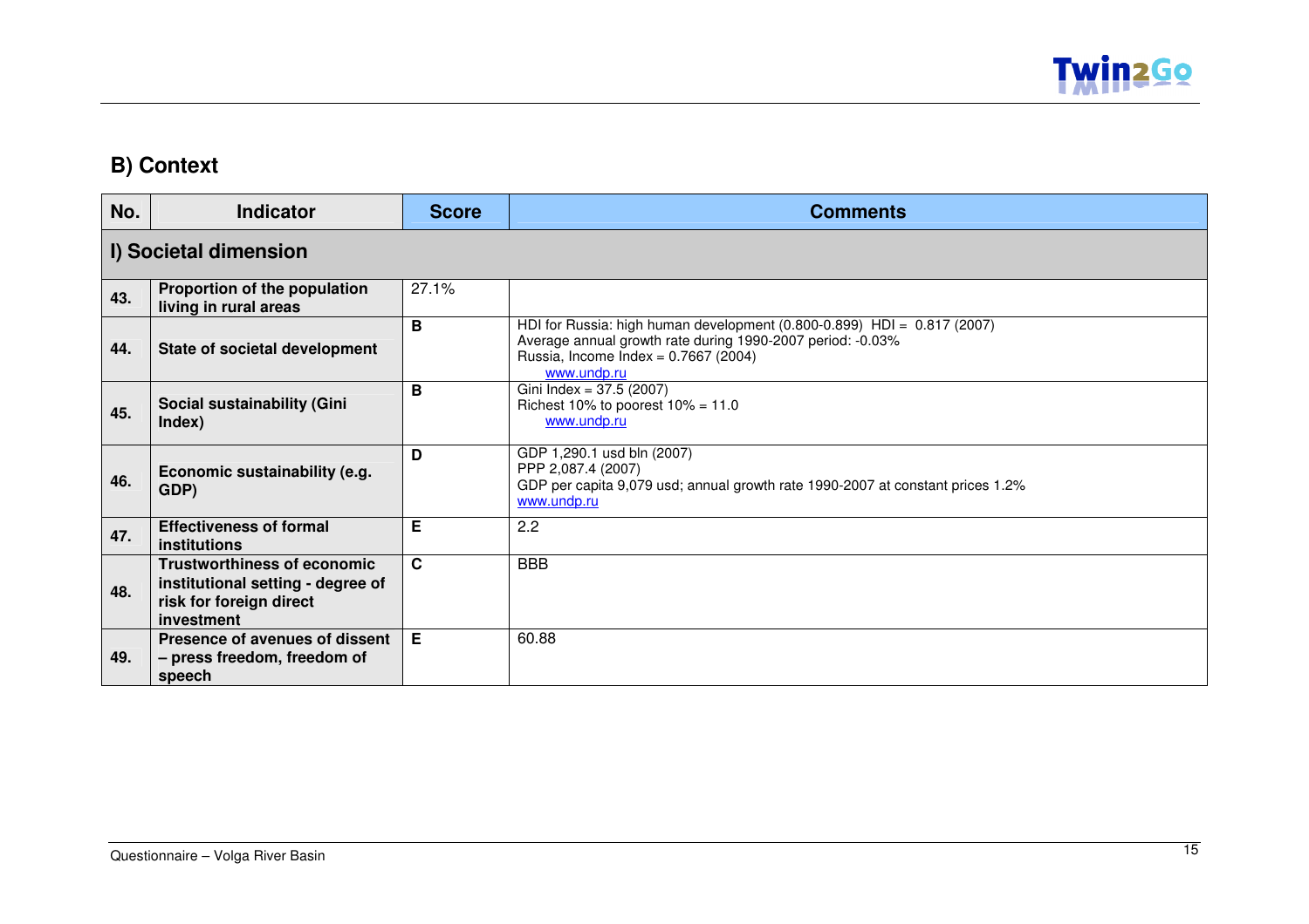## B) Context

| No. | Indicator | Score | Comments |
|---|---|---|---|
| **I) Societal dimension** | | | |
| **43.** | **Proportion of the population living in rural areas** | 27.1% | |
| **44.** | **State of societal development** | **B** | HDI for Russia: high human development (0.800-0.899) HDI = 0.817 (2007)<br>Average annual growth rate during 1990-2007 period: -0.03%<br>Russia, Income Index = 0.7667 (2004)<br>www.undp.ru |
| **45.** | **Social sustainability (Gini Index)** | **B** | Gini Index = 37.5 (2007)<br>Richest 10% to poorest 10% = 11.0<br>www.undp.ru |
| **46.** | **Economic sustainability (e.g. GDP)** | **D** | GDP 1,290.1 usd bln (2007)<br>PPP 2,087.4 (2007)<br>GDP per capita 9,079 usd; annual growth rate 1990-2007 at constant prices 1.2%<br>www.undp.ru |
| **47.** | **Effectiveness of formal institutions** | **E** | 2.2 |
| **48.** | **Trustworthiness of economic institutional setting - degree of risk for foreign direct investment** | **C** | BBB |
| **49.** | **Presence of avenues of dissent – press freedom, freedom of speech** | **E** | 60.88 |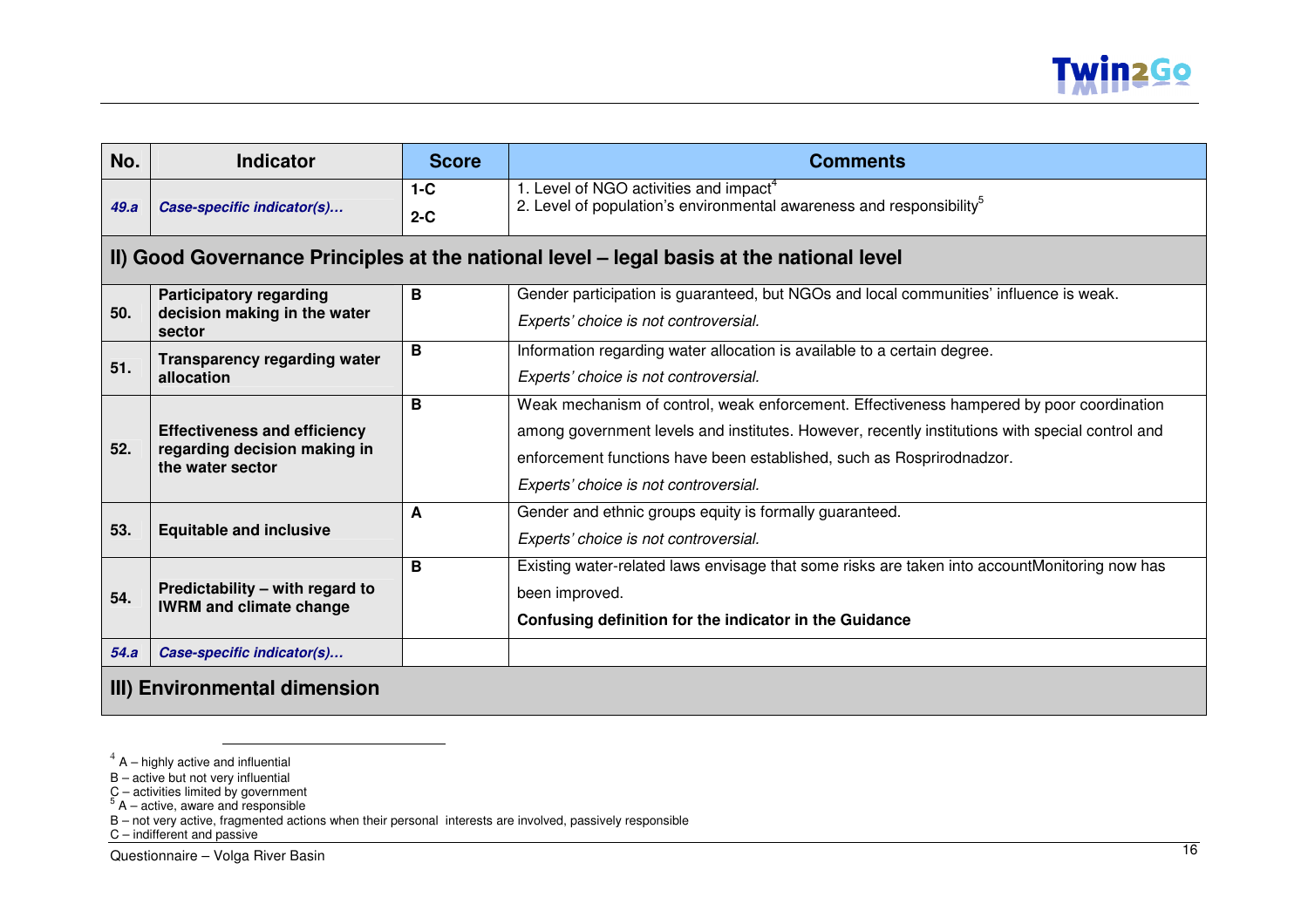| No. | Indicator | Score | Comments |
|---|---|---|---|
| ***49.a*** | ***Case-specific indicator(s)…*** | **1-C**<br>**2-C** | 1. Level of NGO activities and impact[4]<br>2. Level of population's environmental awareness and responsibility[5] |
| **II) Good Governance Principles at the national level – legal basis at the national level** | | | |
| **50.** | **Participatory regarding decision making in the water sector** | **B** | Gender participation is guaranteed, but NGOs and local communities' influence is weak.<br>*Experts' choice is not controversial.* |
| **51.** | **Transparency regarding water allocation** | **B** | Information regarding water allocation is available to a certain degree.<br>*Experts' choice is not controversial.* |
| **52.** | **Effectiveness and efficiency regarding decision making in the water sector** | **B** | Weak mechanism of control, weak enforcement. Effectiveness hampered by poor coordination among government levels and institutes. However, recently institutions with special control and enforcement functions have been established, such as Rosprirodnadzor.<br>*Experts' choice is not controversial.* |
| **53.** | **Equitable and inclusive** | **A** | Gender and ethnic groups equity is formally guaranteed.<br>*Experts' choice is not controversial.* |
| **54.** | **Predictability – with regard to IWRM and climate change** | **B** | Existing water-related laws envisage that some risks are taken into accountMonitoring now has been improved.<br>**Confusing definition for the indicator in the Guidance** |
| ***54.a*** | ***Case-specific indicator(s)…*** | | |
| **III) Environmental dimension** | | | |

[4] A – highly active and influential
B – active but not very influential
C – activities limited by government

[5] A – active, aware and responsible
B – not very active, fragmented actions when their personal interests are involved, passively responsible
C – indifferent and passive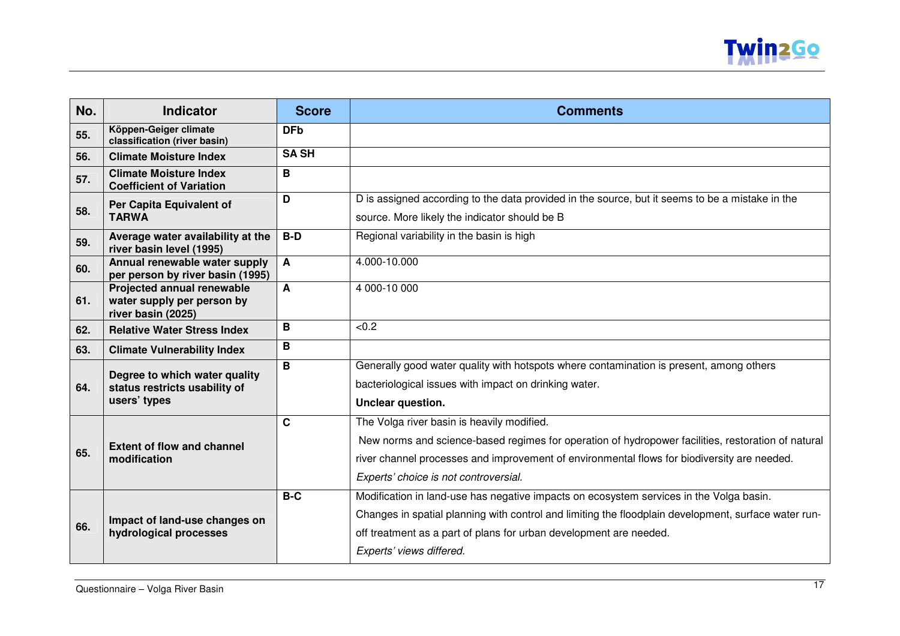| No. | Indicator | Score | Comments |
|---|---|---|---|
| 55. | **Köppen-Geiger climate classification (river basin)** | **DFb** | |
| 56. | **Climate Moisture Index** | **SA SH** | |
| 57. | **Climate Moisture Index Coefficient of Variation** | **B** | |
| 58. | **Per Capita Equivalent of TARWA** | **D** | D is assigned according to the data provided in the source, but it seems to be a mistake in the source. More likely the indicator should be B |
| 59. | **Average water availability at the river basin level (1995)** | **B-D** | Regional variability in the basin is high |
| 60. | **Annual renewable water supply per person by river basin (1995)** | **A** | 4.000-10.000 |
| 61. | **Projected annual renewable water supply per person by river basin (2025)** | **A** | 4 000-10 000 |
| 62. | **Relative Water Stress Index** | **B** | <0.2 |
| 63. | **Climate Vulnerability Index** | **B** | |
| 64. | **Degree to which water quality status restricts usability of users' types** | **B** | Generally good water quality with hotspots where contamination is present, among others bacteriological issues with impact on drinking water. **Unclear question.** |
| 65. | **Extent of flow and channel modification** | **C** | The Volga river basin is heavily modified. New norms and science-based regimes for operation of hydropower facilities, restoration of natural river channel processes and improvement of environmental flows for biodiversity are needed. *Experts' choice is not controversial.* |
| 66. | **Impact of land-use changes on hydrological processes** | **B-C** | Modification in land-use has negative impacts on ecosystem services in the Volga basin. Changes in spatial planning with control and limiting the floodplain development, surface water run-off treatment as a part of plans for urban development are needed. *Experts' views differed.* |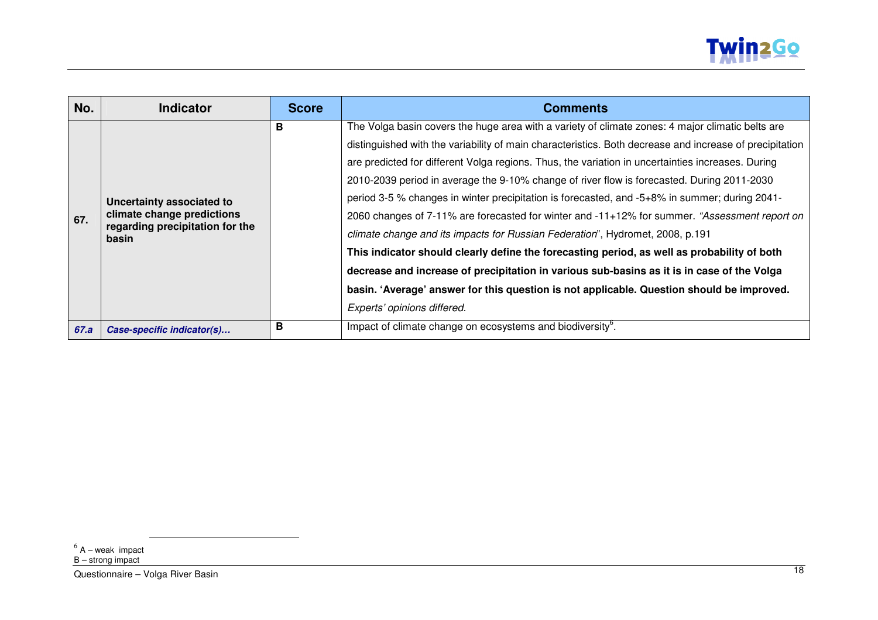| No. | Indicator | Score | Comments |
|---|---|---|---|
| 67. | **Uncertainty associated to climate change predictions regarding precipitation for the basin** | **B** | The Volga basin covers the huge area with a variety of climate zones: 4 major climatic belts are distinguished with the variability of main characteristics. Both decrease and increase of precipitation are predicted for different Volga regions. Thus, the variation in uncertainties increases. During 2010-2039 period in average the 9-10% change of river flow is forecasted. During 2011-2030 period 3-5 % changes in winter precipitation is forecasted, and -5+8% in summer; during 2041-2060 changes of 7-11% are forecasted for winter and -11+12% for summer. *“Assessment report on climate change and its impacts for Russian Federation*”, Hydromet, 2008, p.191 **This indicator should clearly define the forecasting period, as well as probability of both decrease and increase of precipitation in various sub-basins as it is in case of the Volga basin. ‘Average’ answer for this question is not applicable. Question should be improved.** *Experts’ opinions differed.* |
| ***67.a*** | ***Case-specific indicator(s)…*** | **B** | Impact of climate change on ecosystems and biodiversity[6]. |

[6] A – weak impact
B – strong impact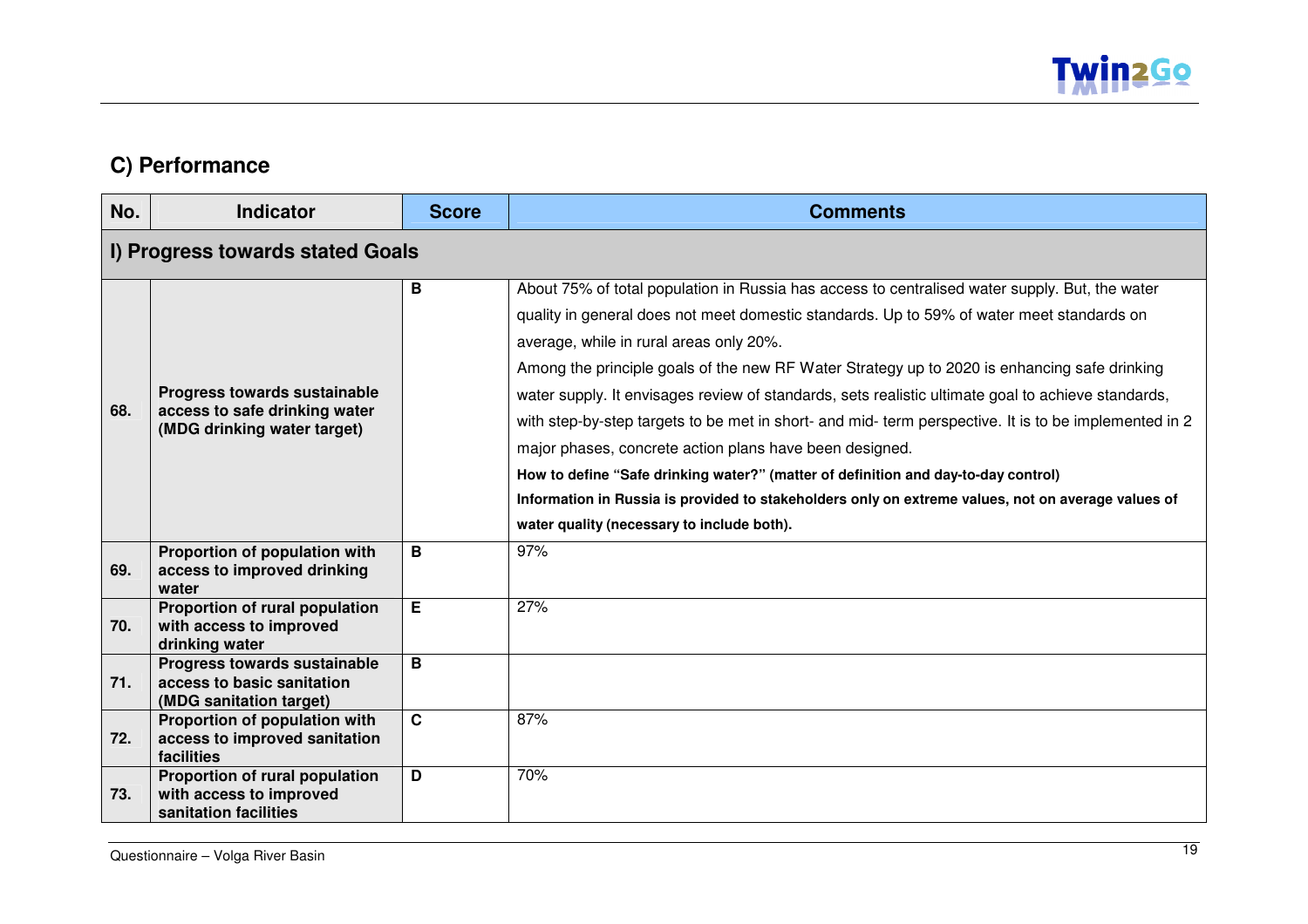## C) Performance

| No. | Indicator | Score | Comments |
|---|---|---|---|
| **I) Progress towards stated Goals** | | | |
| **68.** | **Progress towards sustainable access to safe drinking water (MDG drinking water target)** | **B** | About 75% of total population in Russia has access to centralised water supply. But, the water quality in general does not meet domestic standards. Up to 59% of water meet standards on average, while in rural areas only 20%.<br>Among the principle goals of the new RF Water Strategy up to 2020 is enhancing safe drinking water supply. It envisages review of standards, sets realistic ultimate goal to achieve standards, with step-by-step targets to be met in short- and mid- term perspective. It is to be implemented in 2 major phases, concrete action plans have been designed.<br>**How to define "Safe drinking water?" (matter of definition and day-to-day control)**<br>**Information in Russia is provided to stakeholders only on extreme values, not on average values of water quality (necessary to include both).** |
| **69.** | **Proportion of population with access to improved drinking water** | **B** | 97% |
| **70.** | **Proportion of rural population with access to improved drinking water** | **E** | 27% |
| **71.** | **Progress towards sustainable access to basic sanitation (MDG sanitation target)** | **B** | |
| **72.** | **Proportion of population with access to improved sanitation facilities** | **C** | 87% |
| **73.** | **Proportion of rural population with access to improved sanitation facilities** | **D** | 70% |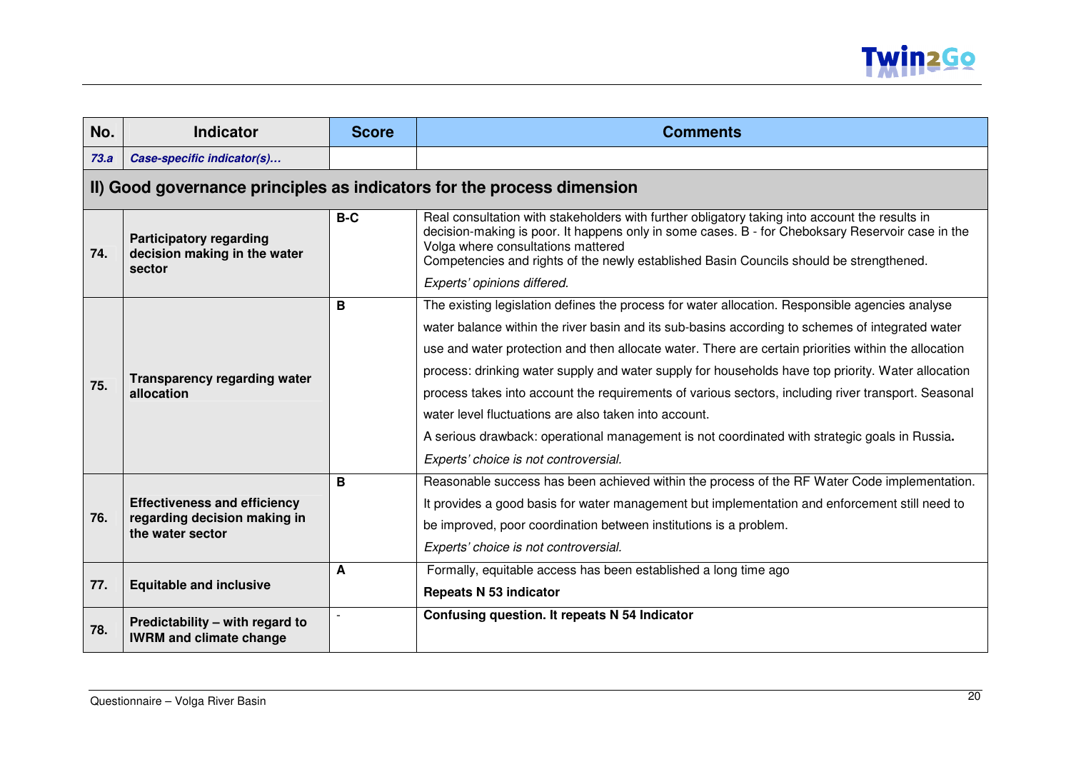| No. | Indicator | Score | Comments |
|---|---|---|---|
| *73.a* | ***Case-specific indicator(s)…*** | | |
| **II) Good governance principles as indicators for the process dimension** | | | |
| **74.** | **Participatory regarding decision making in the water sector** | **B-C** | Real consultation with stakeholders with further obligatory taking into account the results in decision-making is poor. It happens only in some cases. B - for Cheboksary Reservoir case in the Volga where consultations mattered<br>Competencies and rights of the newly established Basin Councils should be strengthened.<br>*Experts' opinions differed.* |
| **75.** | **Transparency regarding water allocation** | **B** | The existing legislation defines the process for water allocation. Responsible agencies analyse water balance within the river basin and its sub-basins according to schemes of integrated water use and water protection and then allocate water. There are certain priorities within the allocation process: drinking water supply and water supply for households have top priority. Water allocation process takes into account the requirements of various sectors, including river transport. Seasonal water level fluctuations are also taken into account.<br>A serious drawback: operational management is not coordinated with strategic goals in Russia**.**<br>*Experts' choice is not controversial.* |
| **76.** | **Effectiveness and efficiency regarding decision making in the water sector** | **B** | Reasonable success has been achieved within the process of the RF Water Code implementation. It provides a good basis for water management but implementation and enforcement still need to be improved, poor coordination between institutions is a problem.<br>*Experts' choice is not controversial.* |
| **77.** | **Equitable and inclusive** | **A** | Formally, equitable access has been established a long time ago<br>**Repeats N 53 indicator** |
| **78.** | **Predictability – with regard to IWRM and climate change** | - | **Confusing question. It repeats N 54 Indicator** |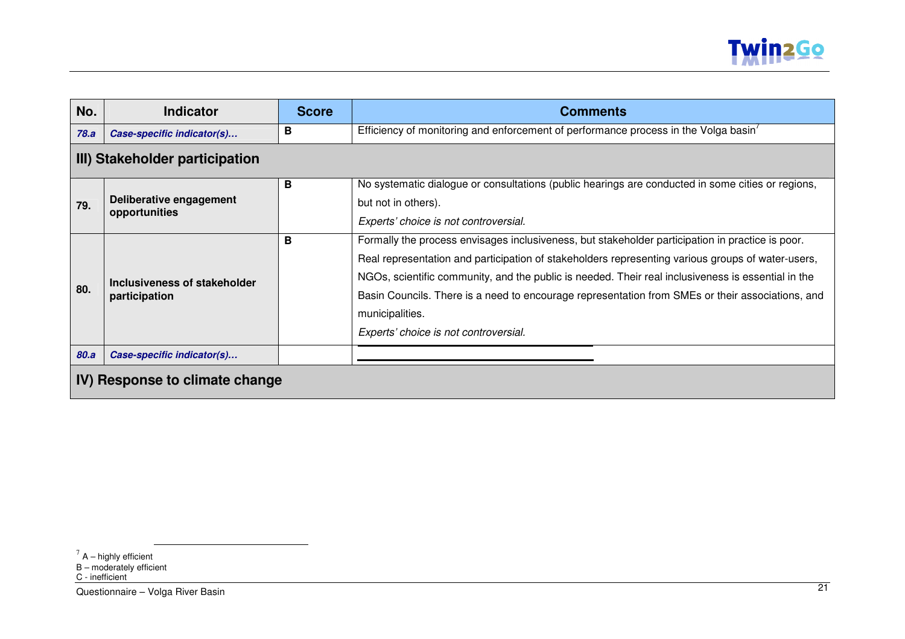| No. | Indicator | Score | Comments |
|---|---|---|---|
| ***78.a*** | ***Case-specific indicator(s)…*** | **B** | Efficiency of monitoring and enforcement of performance process in the Volga basin[7] |
| **III) Stakeholder participation** | | | |
| **79.** | **Deliberative engagement opportunities** | **B** | No systematic dialogue or consultations (public hearings are conducted in some cities or regions, but not in others). *Experts' choice is not controversial.* |
| **80.** | **Inclusiveness of stakeholder participation** | **B** | Formally the process envisages inclusiveness, but stakeholder participation in practice is poor. Real representation and participation of stakeholders representing various groups of water-users, NGOs, scientific community, and the public is needed. Their real inclusiveness is essential in the Basin Councils. There is a need to encourage representation from SMEs or their associations, and municipalities. *Experts' choice is not controversial.* |
| ***80.a*** | ***Case-specific indicator(s)…*** | | |
| **IV) Response to climate change** | | | |

[7] A – highly efficient
B – moderately efficient
C - inefficient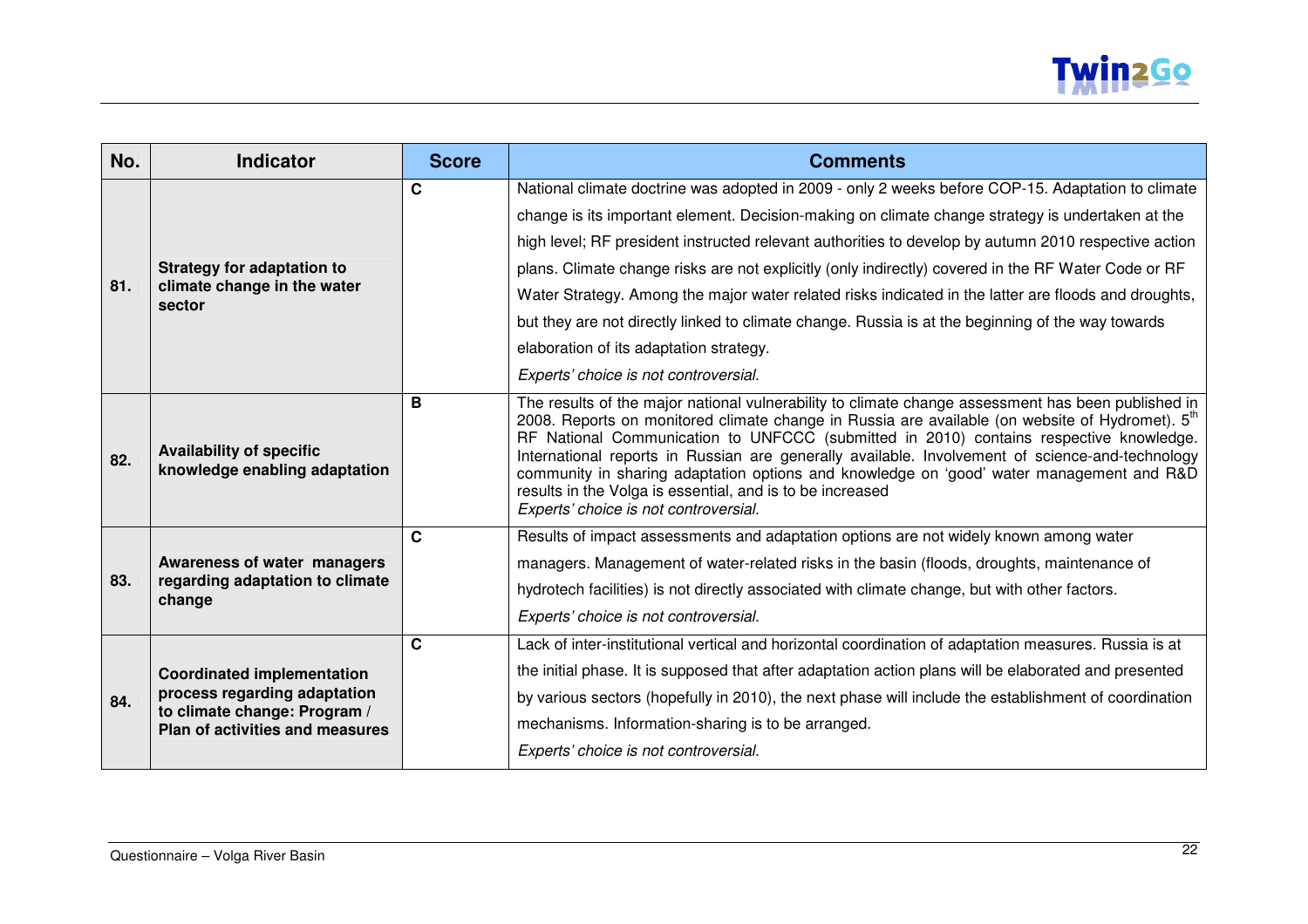| No. | Indicator | Score | Comments |
|---|---|---|---|
| 81. | **Strategy for adaptation to climate change in the water sector** | **C** | National climate doctrine was adopted in 2009 - only 2 weeks before COP-15. Adaptation to climate change is its important element. Decision-making on climate change strategy is undertaken at the high level; RF president instructed relevant authorities to develop by autumn 2010 respective action plans. Climate change risks are not explicitly (only indirectly) covered in the RF Water Code or RF Water Strategy. Among the major water related risks indicated in the latter are floods and droughts, but they are not directly linked to climate change. Russia is at the beginning of the way towards elaboration of its adaptation strategy. *Experts' choice is not controversial.* |
| 82. | **Availability of specific knowledge enabling adaptation** | **B** | The results of the major national vulnerability to climate change assessment has been published in 2008. Reports on monitored climate change in Russia are available (on website of Hydromet). 5th RF National Communication to UNFCCC (submitted in 2010) contains respective knowledge. International reports in Russian are generally available. Involvement of science-and-technology community in sharing adaptation options and knowledge on 'good' water management and R&D results in the Volga is essential, and is to be increased *Experts' choice is not controversial.* |
| 83. | **Awareness of water managers regarding adaptation to climate change** | **C** | Results of impact assessments and adaptation options are not widely known among water managers. Management of water-related risks in the basin (floods, droughts, maintenance of hydrotech facilities) is not directly associated with climate change, but with other factors. *Experts' choice is not controversial.* |
| 84. | **Coordinated implementation process regarding adaptation to climate change: Program / Plan of activities and measures** | **C** | Lack of inter-institutional vertical and horizontal coordination of adaptation measures. Russia is at the initial phase. It is supposed that after adaptation action plans will be elaborated and presented by various sectors (hopefully in 2010), the next phase will include the establishment of coordination mechanisms. Information-sharing is to be arranged. *Experts' choice is not controversial.* |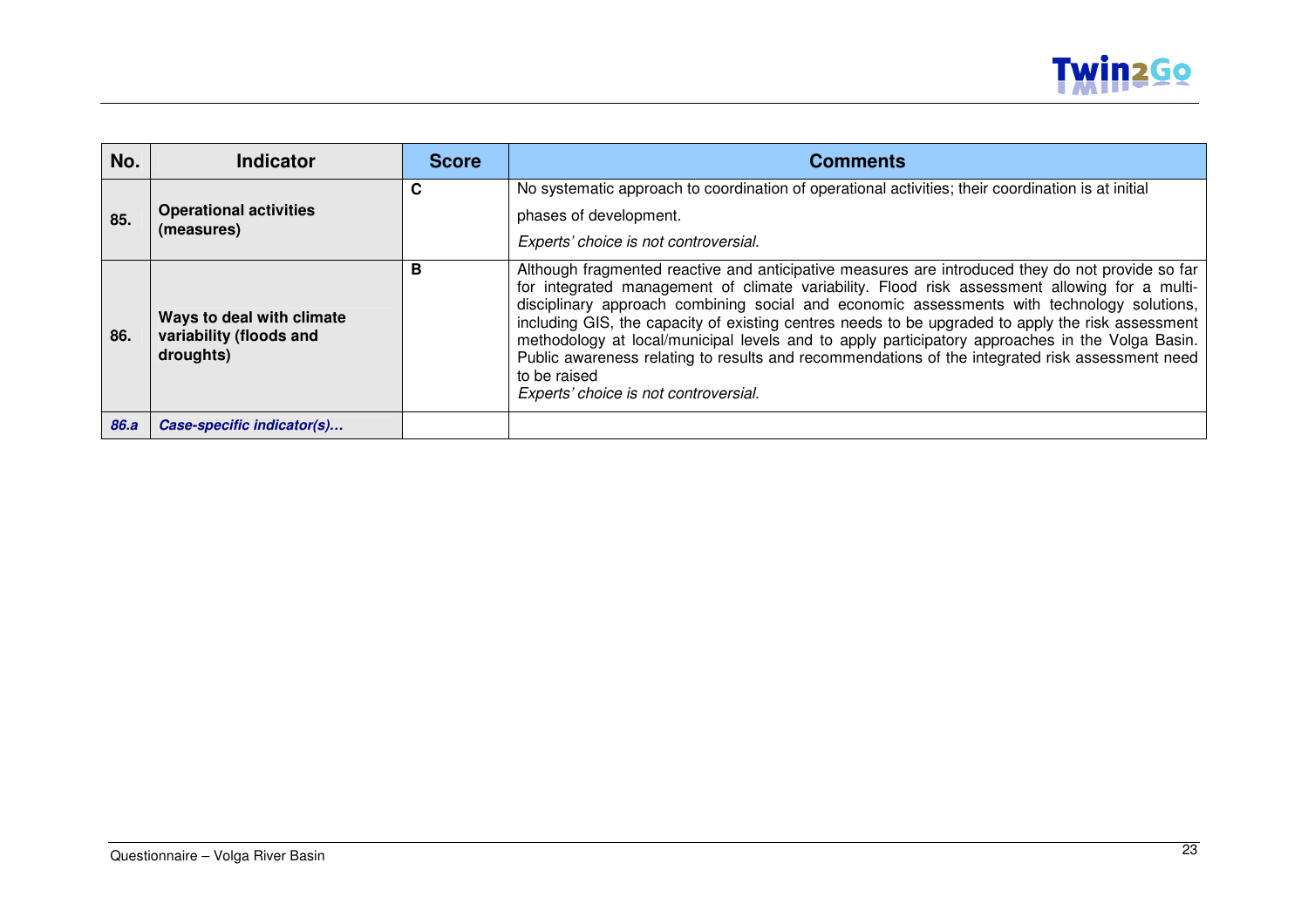| No. | Indicator | Score | Comments |
|---|---|---|---|
| 85. | **Operational activities (measures)** | C | No systematic approach to coordination of operational activities; their coordination is at initial phases of development. *Experts' choice is not controversial.* |
| 86. | **Ways to deal with climate variability (floods and droughts)** | B | Although fragmented reactive and anticipative measures are introduced they do not provide so far for integrated management of climate variability. Flood risk assessment allowing for a multi-disciplinary approach combining social and economic assessments with technology solutions, including GIS, the capacity of existing centres needs to be upgraded to apply the risk assessment methodology at local/municipal levels and to apply participatory approaches in the Volga Basin. Public awareness relating to results and recommendations of the integrated risk assessment need to be raised *Experts' choice is not controversial.* |
| ***86.a*** | ***Case-specific indicator(s)…*** | | |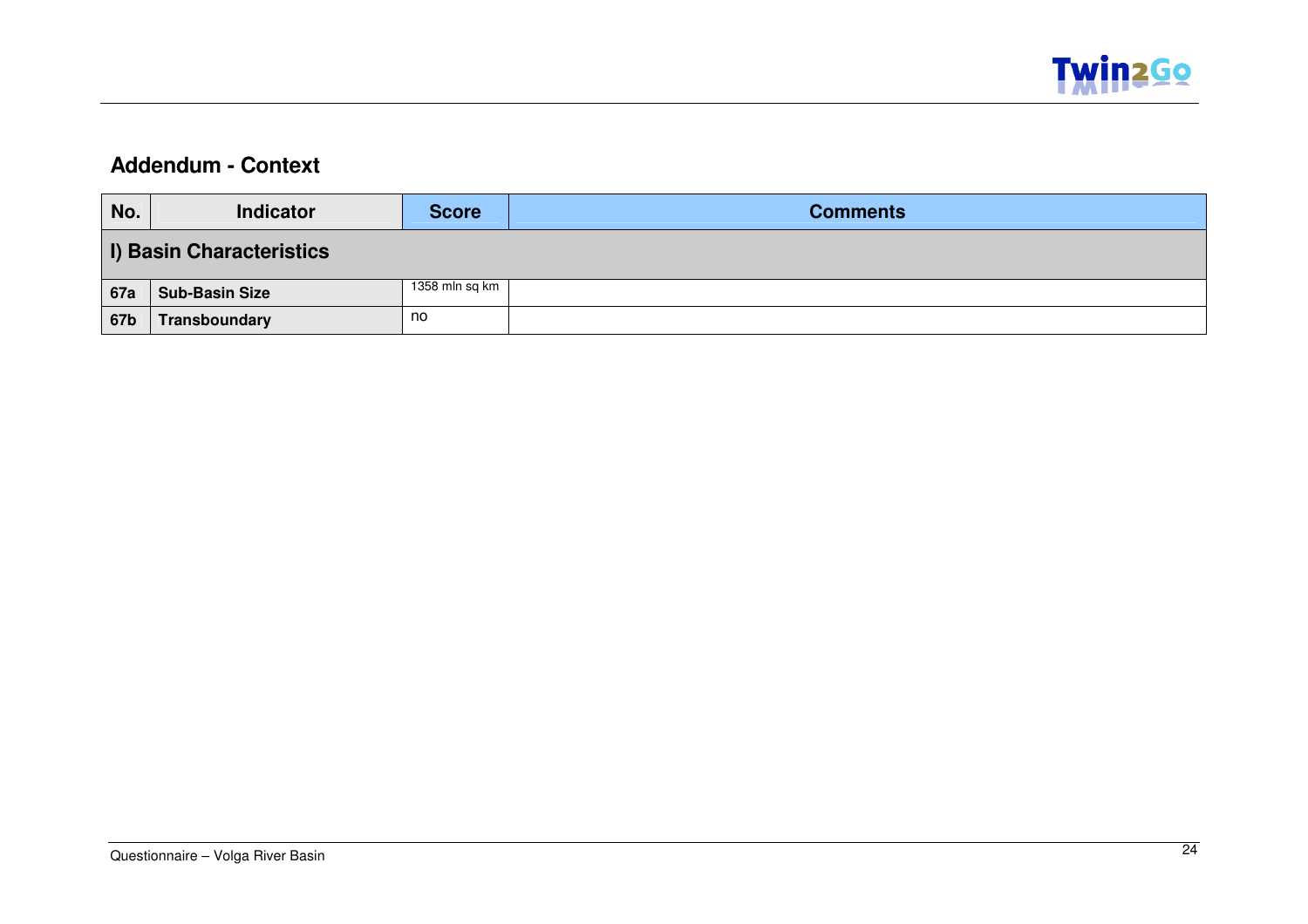## Addendum - Context

| No. | Indicator | Score | Comments |
|---|---|---|---|
| **I) Basin Characteristics** | | | |
| 67a | Sub-Basin Size | 1358 mln sq km | |
| 67b | Transboundary | no | |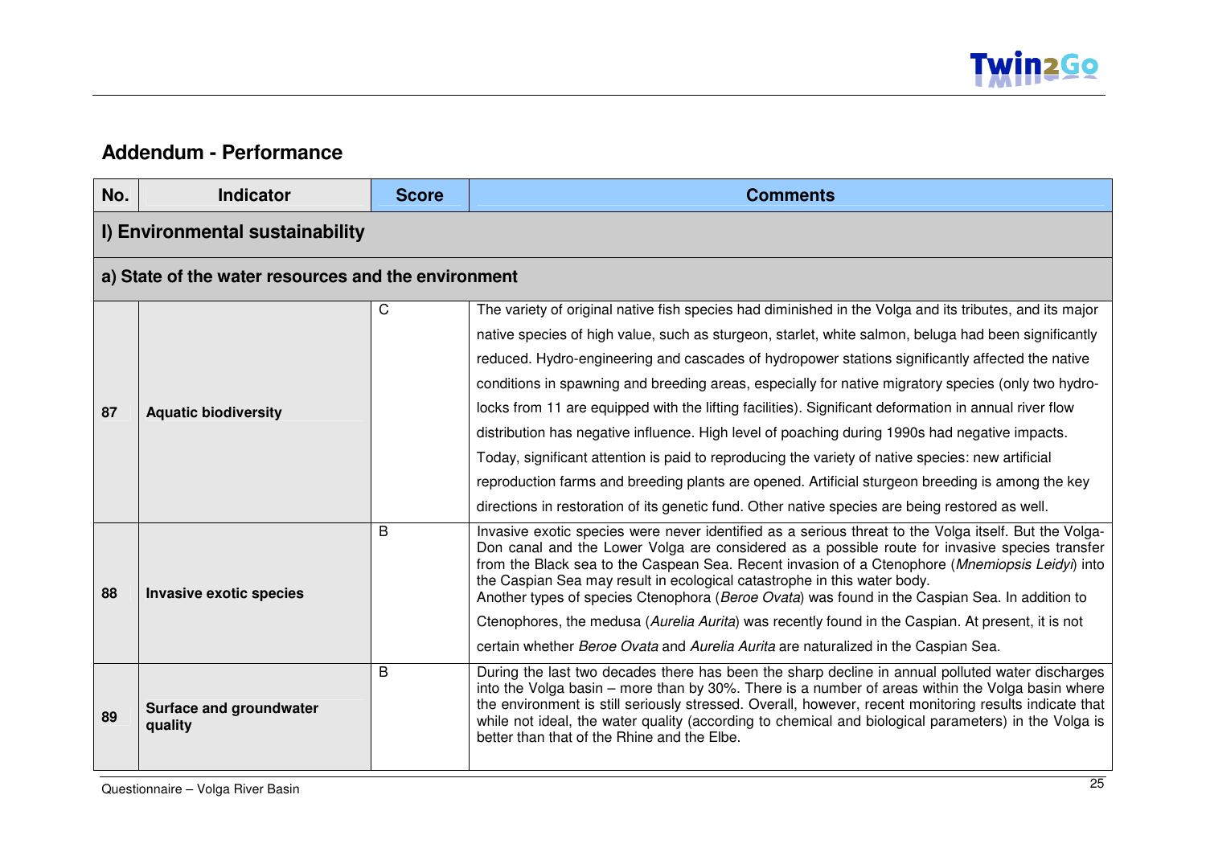## Addendum - Performance

| No. | Indicator | Score | Comments |
|---|---|---|---|
| **I) Environmental sustainability** | | | |
| **a) State of the water resources and the environment** | | | |
| **87** | **Aquatic biodiversity** | C | The variety of original native fish species had diminished in the Volga and its tributes, and its major native species of high value, such as sturgeon, starlet, white salmon, beluga had been significantly reduced. Hydro-engineering and cascades of hydropower stations significantly affected the native conditions in spawning and breeding areas, especially for native migratory species (only two hydro-locks from 11 are equipped with the lifting facilities). Significant deformation in annual river flow distribution has negative influence. High level of poaching during 1990s had negative impacts. Today, significant attention is paid to reproducing the variety of native species: new artificial reproduction farms and breeding plants are opened. Artificial sturgeon breeding is among the key directions in restoration of its genetic fund. Other native species are being restored as well. |
| **88** | **Invasive exotic species** | B | Invasive exotic species were never identified as a serious threat to the Volga itself. But the Volga-Don canal and the Lower Volga are considered as a possible route for invasive species transfer from the Black sea to the Caspean Sea. Recent invasion of a Ctenophore (*Mnemiopsis Leidyi*) into the Caspian Sea may result in ecological catastrophe in this water body. Another types of species Ctenophora (*Beroe Ovata*) was found in the Caspian Sea. In addition to Ctenophores, the medusa (*Aurelia Aurita*) was recently found in the Caspian. At present, it is not certain whether *Beroe Ovata* and *Aurelia Aurita* are naturalized in the Caspian Sea. |
| **89** | **Surface and groundwater quality** | B | During the last two decades there has been the sharp decline in annual polluted water discharges into the Volga basin – more than by 30%. There is a number of areas within the Volga basin where the environment is still seriously stressed. Overall, however, recent monitoring results indicate that while not ideal, the water quality (according to chemical and biological parameters) in the Volga is better than that of the Rhine and the Elbe. |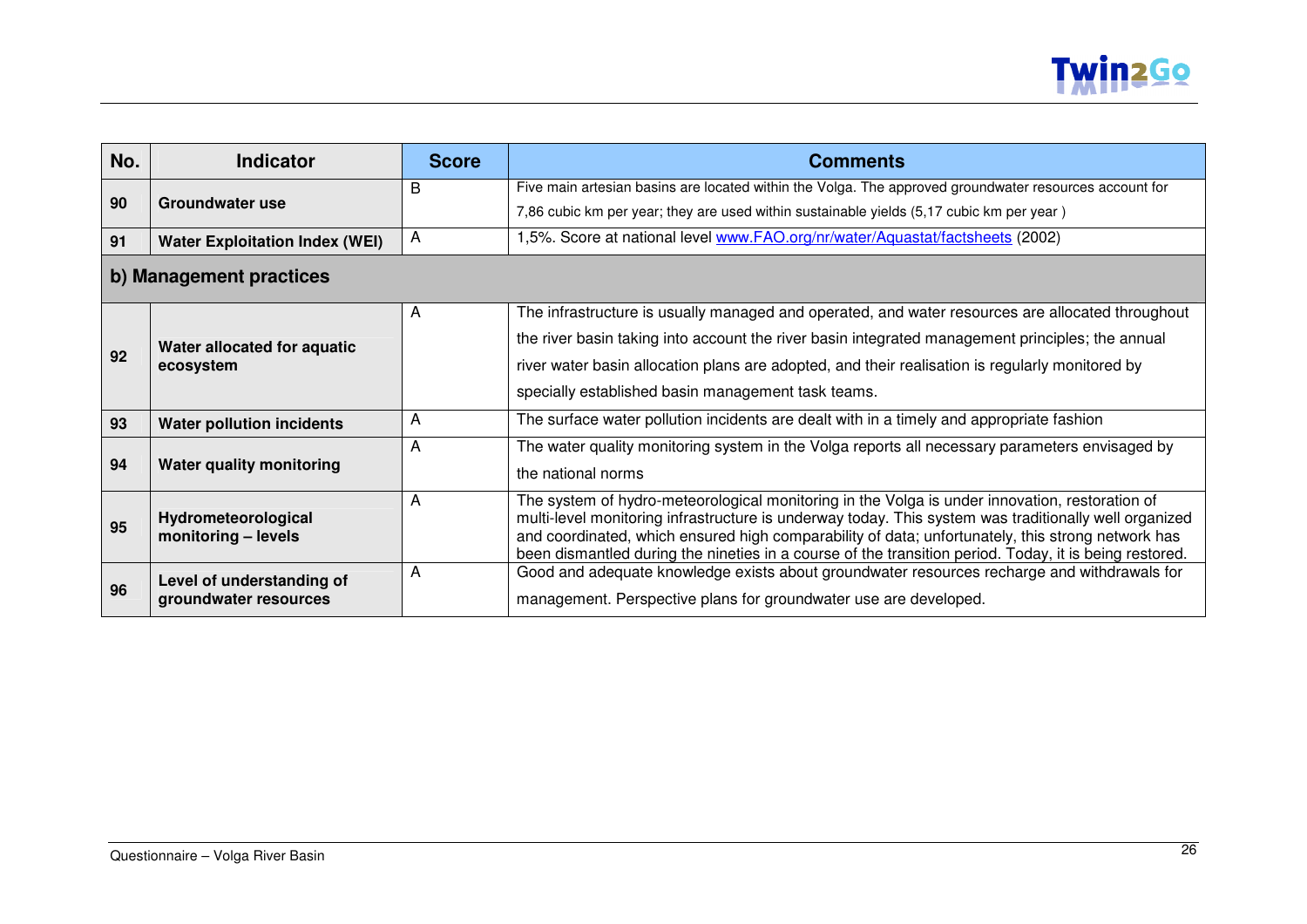| No. | Indicator | Score | Comments |
|---|---|---|---|
| 90 | **Groundwater use** | B | Five main artesian basins are located within the Volga. The approved groundwater resources account for 7,86 cubic km per year; they are used within sustainable yields (5,17 cubic km per year ) |
| 91 | **Water Exploitation Index (WEI)** | A | 1,5%. Score at national level www.FAO.org/nr/water/Aquastat/factsheets (2002) |
| **b) Management practices** | | | |
| 92 | **Water allocated for aquatic ecosystem** | A | The infrastructure is usually managed and operated, and water resources are allocated throughout the river basin taking into account the river basin integrated management principles; the annual river water basin allocation plans are adopted, and their realisation is regularly monitored by specially established basin management task teams. |
| 93 | **Water pollution incidents** | A | The surface water pollution incidents are dealt with in a timely and appropriate fashion |
| 94 | **Water quality monitoring** | A | The water quality monitoring system in the Volga reports all necessary parameters envisaged by the national norms |
| 95 | **Hydrometeorological monitoring – levels** | A | The system of hydro-meteorological monitoring in the Volga is under innovation, restoration of multi-level monitoring infrastructure is underway today. This system was traditionally well organized and coordinated, which ensured high comparability of data; unfortunately, this strong network has been dismantled during the nineties in a course of the transition period. Today, it is being restored. |
| 96 | **Level of understanding of groundwater resources** | A | Good and adequate knowledge exists about groundwater resources recharge and withdrawals for management. Perspective plans for groundwater use are developed. |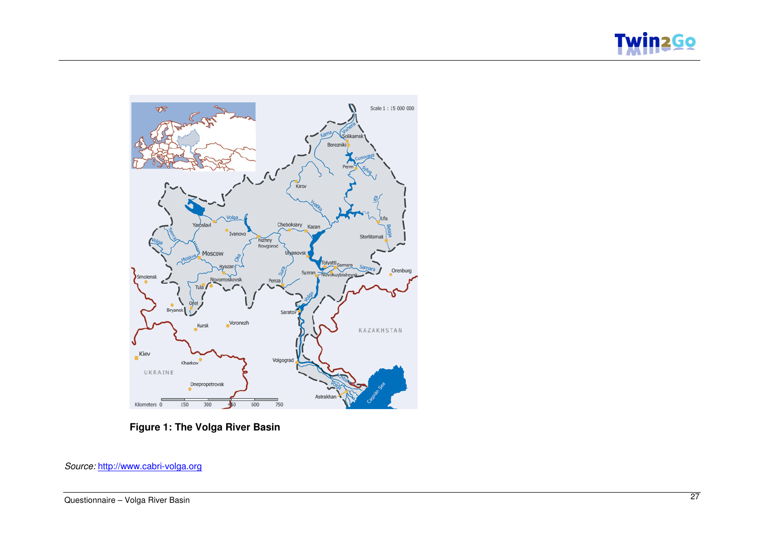**Figure 1: The Volga River Basin**

*Source:* http://www.cabri-volga.org